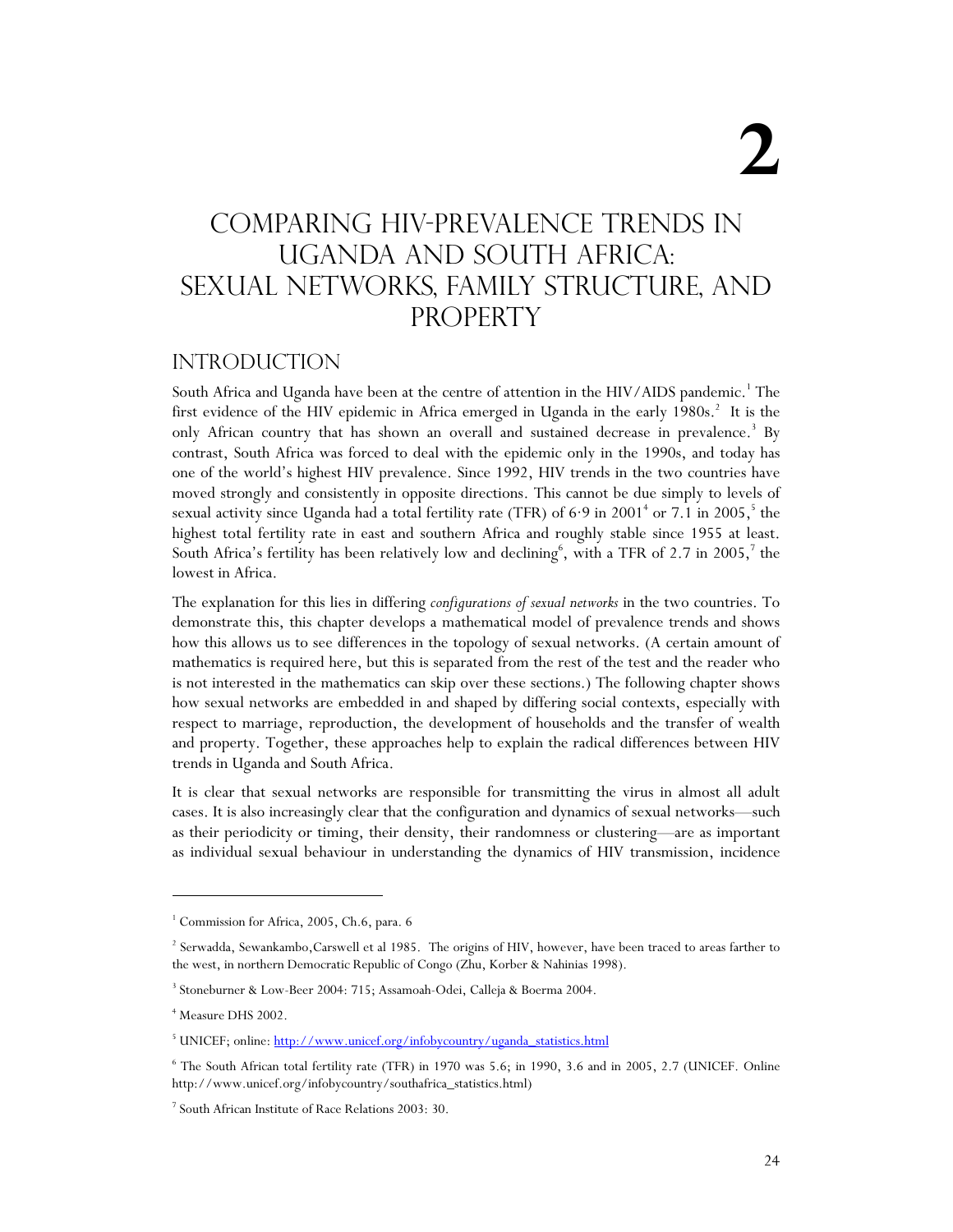# 2

# Comparing HIV-Prevalence Trends in Uganda and South Africa: Sexual Networks, Family Structure, and Property

## Introduction

South Africa and Uganda have been at the centre of attention in the HIV/AIDS pandemic.[1] The first evidence of the HIV epidemic in Africa emerged in Uganda in the early 1980s.[2] It is the only African country that has shown an overall and sustained decrease in prevalence.[3] By contrast, South Africa was forced to deal with the epidemic only in the 1990s, and today has one of the world's highest HIV prevalence. Since 1992, HIV trends in the two countries have moved strongly and consistently in opposite directions. This cannot be due simply to levels of sexual activity since Uganda had a total fertility rate (TFR) of 6·9 in 2001[4] or 7.1 in 2005,[5] the highest total fertility rate in east and southern Africa and roughly stable since 1955 at least. South Africa's fertility has been relatively low and declining[6], with a TFR of 2.7 in 2005,[7] the lowest in Africa.

The explanation for this lies in differing *configurations of sexual networks* in the two countries. To demonstrate this, this chapter develops a mathematical model of prevalence trends and shows how this allows us to see differences in the topology of sexual networks. (A certain amount of mathematics is required here, but this is separated from the rest of the test and the reader who is not interested in the mathematics can skip over these sections.) The following chapter shows how sexual networks are embedded in and shaped by differing social contexts, especially with respect to marriage, reproduction, the development of households and the transfer of wealth and property. Together, these approaches help to explain the radical differences between HIV trends in Uganda and South Africa.

It is clear that sexual networks are responsible for transmitting the virus in almost all adult cases. It is also increasingly clear that the configuration and dynamics of sexual networks—such as their periodicity or timing, their density, their randomness or clustering—are as important as individual sexual behaviour in understanding the dynamics of HIV transmission, incidence

---

[1] Commission for Africa, 2005, Ch.6, para. 6

[2] Serwadda, Sewankambo,Carswell et al 1985. The origins of HIV, however, have been traced to areas farther to the west, in northern Democratic Republic of Congo (Zhu, Korber & Nahinias 1998).

[3] Stoneburner & Low-Beer 2004: 715; Assamoah-Odei, Calleja & Boerma 2004.

[4] Measure DHS 2002.

[5] UNICEF; online: http://www.unicef.org/infobycountry/uganda_statistics.html

[6] The South African total fertility rate (TFR) in 1970 was 5.6; in 1990, 3.6 and in 2005, 2.7 (UNICEF. Online http://www.unicef.org/infobycountry/southafrica_statistics.html)

[7] South African Institute of Race Relations 2003: 30.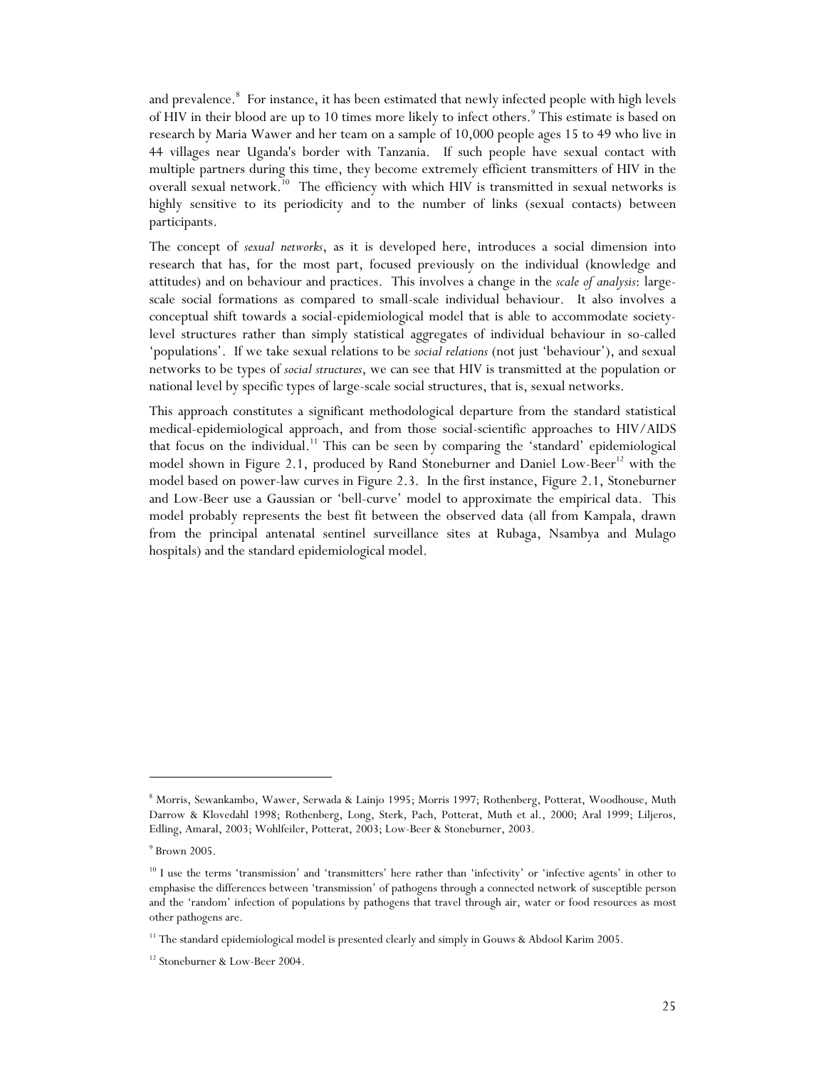and prevalence.[8] For instance, it has been estimated that newly infected people with high levels of HIV in their blood are up to 10 times more likely to infect others.[9] This estimate is based on research by Maria Wawer and her team on a sample of 10,000 people ages 15 to 49 who live in 44 villages near Uganda's border with Tanzania. If such people have sexual contact with multiple partners during this time, they become extremely efficient transmitters of HIV in the overall sexual network.[10] The efficiency with which HIV is transmitted in sexual networks is highly sensitive to its periodicity and to the number of links (sexual contacts) between participants.

The concept of *sexual networks*, as it is developed here, introduces a social dimension into research that has, for the most part, focused previously on the individual (knowledge and attitudes) and on behaviour and practices. This involves a change in the *scale of analysis*: large-scale social formations as compared to small-scale individual behaviour. It also involves a conceptual shift towards a social-epidemiological model that is able to accommodate society-level structures rather than simply statistical aggregates of individual behaviour in so-called 'populations'. If we take sexual relations to be *social relations* (not just 'behaviour'), and sexual networks to be types of *social structures*, we can see that HIV is transmitted at the population or national level by specific types of large-scale social structures, that is, sexual networks.

This approach constitutes a significant methodological departure from the standard statistical medical-epidemiological approach, and from those social-scientific approaches to HIV/AIDS that focus on the individual.[11] This can be seen by comparing the 'standard' epidemiological model shown in Figure 2.1, produced by Rand Stoneburner and Daniel Low-Beer[12] with the model based on power-law curves in Figure 2.3. In the first instance, Figure 2.1, Stoneburner and Low-Beer use a Gaussian or 'bell-curve' model to approximate the empirical data. This model probably represents the best fit between the observed data (all from Kampala, drawn from the principal antenatal sentinel surveillance sites at Rubaga, Nsambya and Mulago hospitals) and the standard epidemiological model.

---

[8] Morris, Sewankambo, Wawer, Serwada & Lainjo 1995; Morris 1997; Rothenberg, Potterat, Woodhouse, Muth Darrow & Klovedahl 1998; Rothenberg, Long, Sterk, Pach, Potterat, Muth et al., 2000; Aral 1999; Liljeros, Edling, Amaral, 2003; Wohlfeiler, Potterat, 2003; Low-Beer & Stoneburner, 2003.

[9] Brown 2005.

[10] I use the terms 'transmission' and 'transmitters' here rather than 'infectivity' or 'infective agents' in other to emphasise the differences between 'transmission' of pathogens through a connected network of susceptible person and the 'random' infection of populations by pathogens that travel through air, water or food resources as most other pathogens are.

[11] The standard epidemiological model is presented clearly and simply in Gouws & Abdool Karim 2005.

[12] Stoneburner & Low-Beer 2004.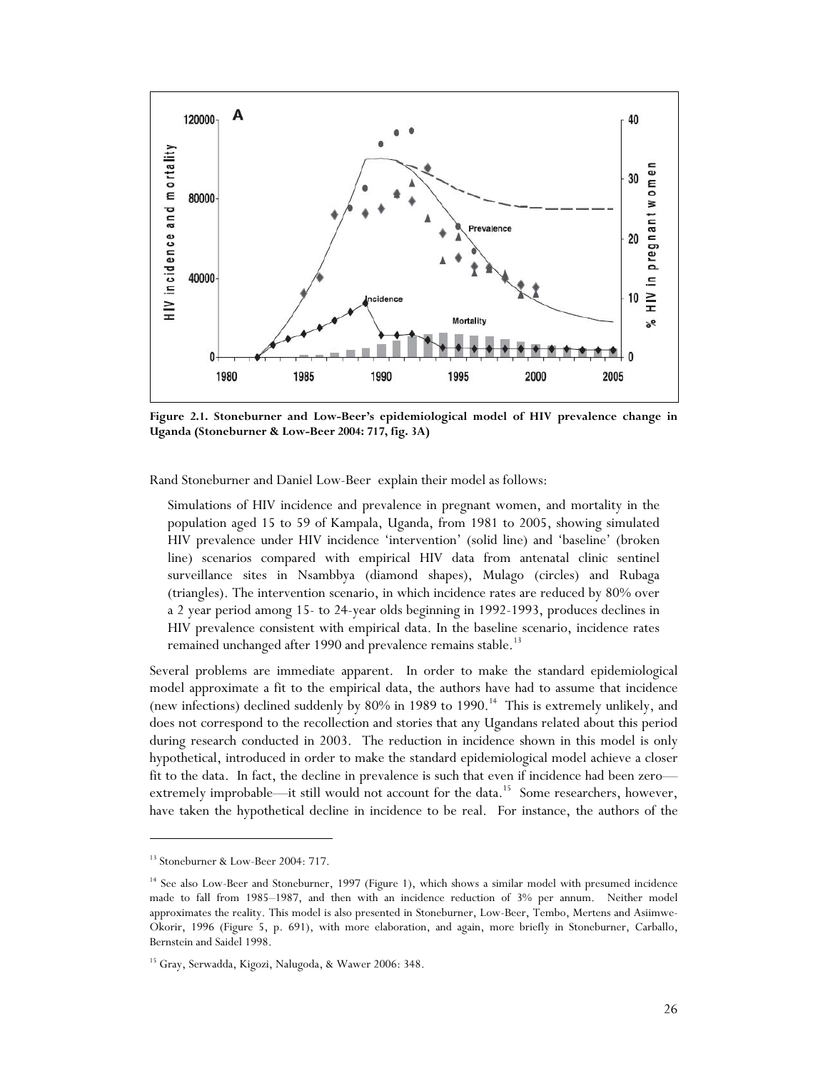**Figure 2.1. Stoneburner and Low-Beer's epidemiological model of HIV prevalence change in Uganda (Stoneburner & Low-Beer 2004: 717, fig. 3A)**

Rand Stoneburner and Daniel Low-Beer explain their model as follows:

> Simulations of HIV incidence and prevalence in pregnant women, and mortality in the population aged 15 to 59 of Kampala, Uganda, from 1981 to 2005, showing simulated HIV prevalence under HIV incidence 'intervention' (solid line) and 'baseline' (broken line) scenarios compared with empirical HIV data from antenatal clinic sentinel surveillance sites in Nsambbya (diamond shapes), Mulago (circles) and Rubaga (triangles). The intervention scenario, in which incidence rates are reduced by 80% over a 2 year period among 15- to 24-year olds beginning in 1992-1993, produces declines in HIV prevalence consistent with empirical data. In the baseline scenario, incidence rates remained unchanged after 1990 and prevalence remains stable.[13]

Several problems are immediate apparent. In order to make the standard epidemiological model approximate a fit to the empirical data, the authors have had to assume that incidence (new infections) declined suddenly by 80% in 1989 to 1990.[14] This is extremely unlikely, and does not correspond to the recollection and stories that any Ugandans related about this period during research conducted in 2003. The reduction in incidence shown in this model is only hypothetical, introduced in order to make the standard epidemiological model achieve a closer fit to the data. In fact, the decline in prevalence is such that even if incidence had been zero—extremely improbable—it still would not account for the data.[15] Some researchers, however, have taken the hypothetical decline in incidence to be real. For instance, the authors of the

---

[13] Stoneburner & Low-Beer 2004: 717.

[14] See also Low-Beer and Stoneburner, 1997 (Figure 1), which shows a similar model with presumed incidence made to fall from 1985–1987, and then with an incidence reduction of 3% per annum. Neither model approximates the reality. This model is also presented in Stoneburner, Low-Beer, Tembo, Mertens and Asiimwe-Okorir, 1996 (Figure 5, p. 691), with more elaboration, and again, more briefly in Stoneburner, Carballo, Bernstein and Saidel 1998.

[15] Gray, Serwadda, Kigozi, Nalugoda, & Wawer 2006: 348.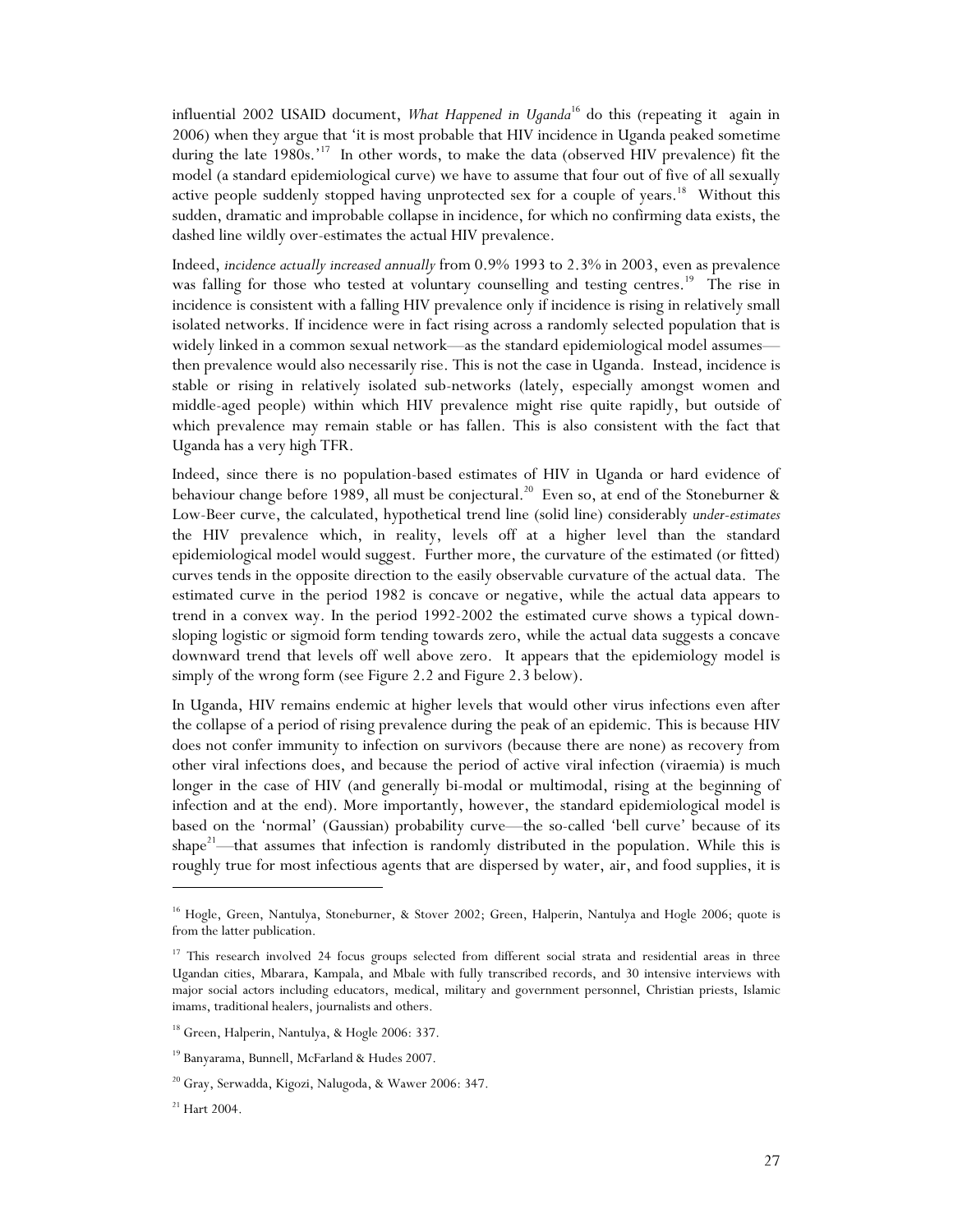influential 2002 USAID document, *What Happened in Uganda*[16] do this (repeating it again in 2006) when they argue that 'it is most probable that HIV incidence in Uganda peaked sometime during the late 1980s.'[17] In other words, to make the data (observed HIV prevalence) fit the model (a standard epidemiological curve) we have to assume that four out of five of all sexually active people suddenly stopped having unprotected sex for a couple of years.[18] Without this sudden, dramatic and improbable collapse in incidence, for which no confirming data exists, the dashed line wildly over-estimates the actual HIV prevalence.

Indeed, *incidence actually increased annually* from 0.9% 1993 to 2.3% in 2003, even as prevalence was falling for those who tested at voluntary counselling and testing centres.[19] The rise in incidence is consistent with a falling HIV prevalence only if incidence is rising in relatively small isolated networks. If incidence were in fact rising across a randomly selected population that is widely linked in a common sexual network—as the standard epidemiological model assumes—then prevalence would also necessarily rise. This is not the case in Uganda. Instead, incidence is stable or rising in relatively isolated sub-networks (lately, especially amongst women and middle-aged people) within which HIV prevalence might rise quite rapidly, but outside of which prevalence may remain stable or has fallen. This is also consistent with the fact that Uganda has a very high TFR.

Indeed, since there is no population-based estimates of HIV in Uganda or hard evidence of behaviour change before 1989, all must be conjectural.[20] Even so, at end of the Stoneburner & Low-Beer curve, the calculated, hypothetical trend line (solid line) considerably *under-estimates* the HIV prevalence which, in reality, levels off at a higher level than the standard epidemiological model would suggest. Further more, the curvature of the estimated (or fitted) curves tends in the opposite direction to the easily observable curvature of the actual data. The estimated curve in the period 1982 is concave or negative, while the actual data appears to trend in a convex way. In the period 1992-2002 the estimated curve shows a typical down-sloping logistic or sigmoid form tending towards zero, while the actual data suggests a concave downward trend that levels off well above zero. It appears that the epidemiology model is simply of the wrong form (see Figure 2.2 and Figure 2.3 below).

In Uganda, HIV remains endemic at higher levels that would other virus infections even after the collapse of a period of rising prevalence during the peak of an epidemic. This is because HIV does not confer immunity to infection on survivors (because there are none) as recovery from other viral infections does, and because the period of active viral infection (viraemia) is much longer in the case of HIV (and generally bi-modal or multimodal, rising at the beginning of infection and at the end). More importantly, however, the standard epidemiological model is based on the 'normal' (Gaussian) probability curve—the so-called 'bell curve' because of its shape[21]—that assumes that infection is randomly distributed in the population. While this is roughly true for most infectious agents that are dispersed by water, air, and food supplies, it is

---

[16] Hogle, Green, Nantulya, Stoneburner, & Stover 2002; Green, Halperin, Nantulya and Hogle 2006; quote is from the latter publication.

[17] This research involved 24 focus groups selected from different social strata and residential areas in three Ugandan cities, Mbarara, Kampala, and Mbale with fully transcribed records, and 30 intensive interviews with major social actors including educators, medical, military and government personnel, Christian priests, Islamic imams, traditional healers, journalists and others.

[18] Green, Halperin, Nantulya, & Hogle 2006: 337.

[19] Banyarama, Bunnell, McFarland & Hudes 2007.

[20] Gray, Serwadda, Kigozi, Nalugoda, & Wawer 2006: 347.

[21] Hart 2004.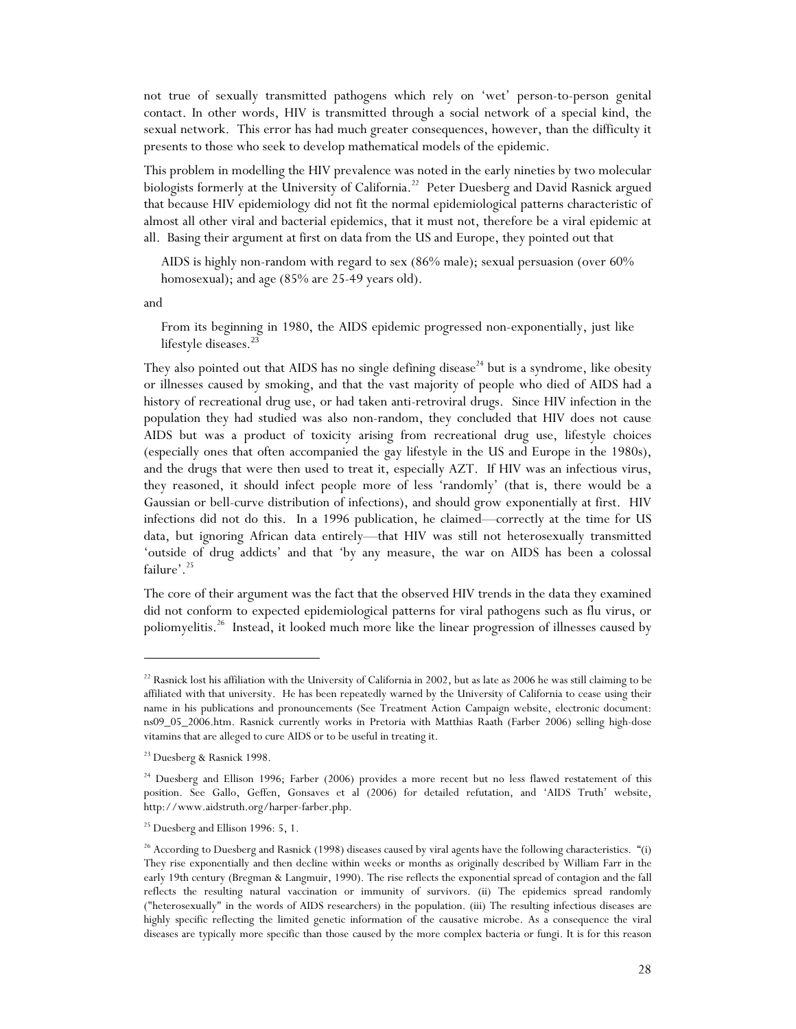not true of sexually transmitted pathogens which rely on 'wet' person-to-person genital contact. In other words, HIV is transmitted through a social network of a special kind, the sexual network. This error has had much greater consequences, however, than the difficulty it presents to those who seek to develop mathematical models of the epidemic.

This problem in modelling the HIV prevalence was noted in the early nineties by two molecular biologists formerly at the University of California.[22] Peter Duesberg and David Rasnick argued that because HIV epidemiology did not fit the normal epidemiological patterns characteristic of almost all other viral and bacterial epidemics, that it must not, therefore be a viral epidemic at all. Basing their argument at first on data from the US and Europe, they pointed out that

> AIDS is highly non-random with regard to sex (86% male); sexual persuasion (over 60% homosexual); and age (85% are 25-49 years old).

and

> From its beginning in 1980, the AIDS epidemic progressed non-exponentially, just like lifestyle diseases.[23]

They also pointed out that AIDS has no single defining disease[24] but is a syndrome, like obesity or illnesses caused by smoking, and that the vast majority of people who died of AIDS had a history of recreational drug use, or had taken anti-retroviral drugs. Since HIV infection in the population they had studied was also non-random, they concluded that HIV does not cause AIDS but was a product of toxicity arising from recreational drug use, lifestyle choices (especially ones that often accompanied the gay lifestyle in the US and Europe in the 1980s), and the drugs that were then used to treat it, especially AZT. If HIV was an infectious virus, they reasoned, it should infect people more of less 'randomly' (that is, there would be a Gaussian or bell-curve distribution of infections), and should grow exponentially at first. HIV infections did not do this. In a 1996 publication, he claimed—correctly at the time for US data, but ignoring African data entirely—that HIV was still not heterosexually transmitted 'outside of drug addicts' and that 'by any measure, the war on AIDS has been a colossal failure'.[25]

The core of their argument was the fact that the observed HIV trends in the data they examined did not conform to expected epidemiological patterns for viral pathogens such as flu virus, or poliomyelitis.[26] Instead, it looked much more like the linear progression of illnesses caused by

---

[22] Rasnick lost his affiliation with the University of California in 2002, but as late as 2006 he was still claiming to be affiliated with that university. He has been repeatedly warned by the University of California to cease using their name in his publications and pronouncements (See Treatment Action Campaign website, electronic document: ns09_05_2006.htm. Rasnick currently works in Pretoria with Matthias Raath (Farber 2006) selling high-dose vitamins that are alleged to cure AIDS or to be useful in treating it.

[23] Duesberg & Rasnick 1998.

[24] Duesberg and Ellison 1996; Farber (2006) provides a more recent but no less flawed restatement of this position. See Gallo, Geffen, Gonsaves et al (2006) for detailed refutation, and 'AIDS Truth' website, http://www.aidstruth.org/harper-farber.php.

[25] Duesberg and Ellison 1996: 5, 1.

[26] According to Duesberg and Rasnick (1998) diseases caused by viral agents have the following characteristics. "(i) They rise exponentially and then decline within weeks or months as originally described by William Farr in the early 19th century (Bregman & Langmuir, 1990). The rise reflects the exponential spread of contagion and the fall reflects the resulting natural vaccination or immunity of survivors. (ii) The epidemics spread randomly ("heterosexually" in the words of AIDS researchers) in the population. (iii) The resulting infectious diseases are highly specific reflecting the limited genetic information of the causative microbe. As a consequence the viral diseases are typically more specific than those caused by the more complex bacteria or fungi. It is for this reason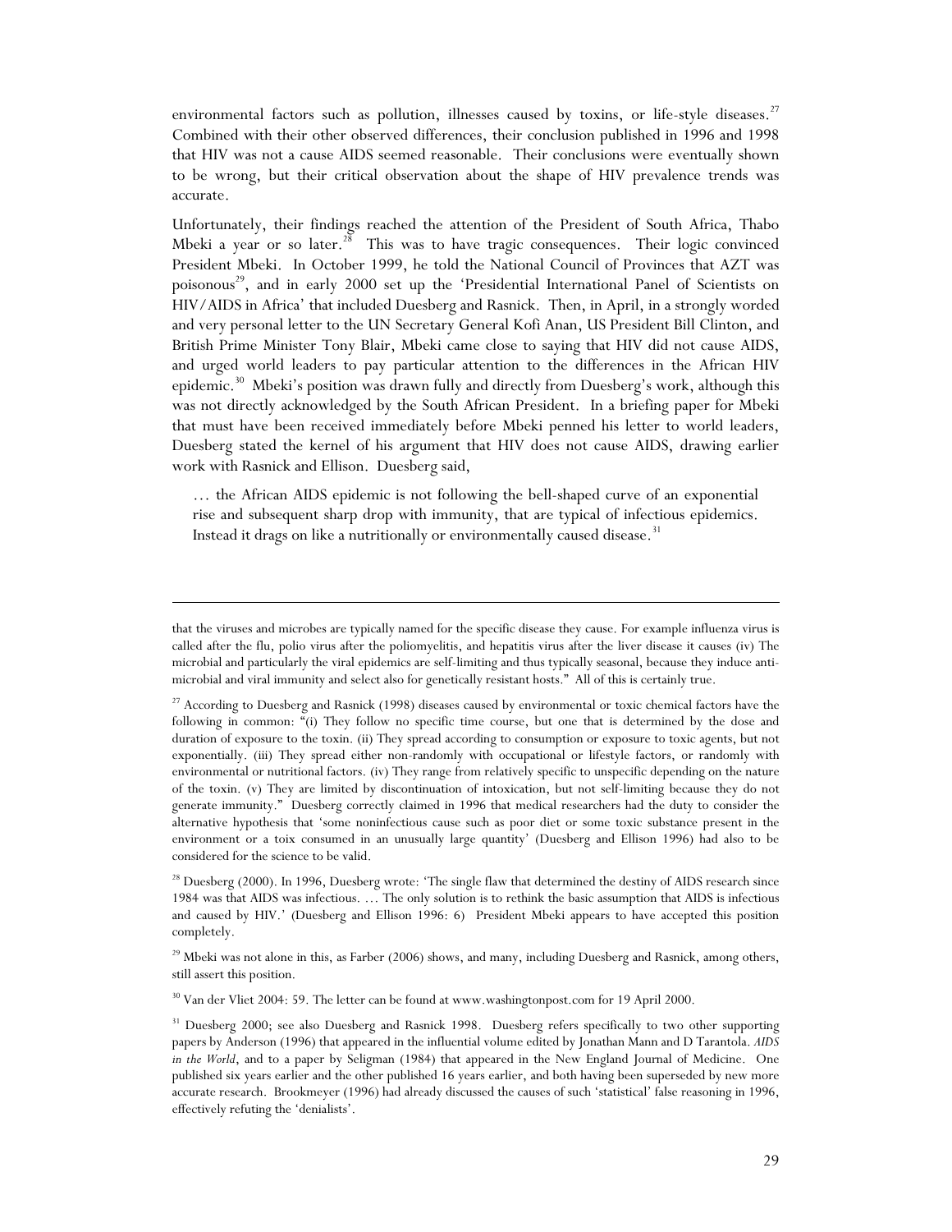environmental factors such as pollution, illnesses caused by toxins, or life-style diseases.[27] Combined with their other observed differences, their conclusion published in 1996 and 1998 that HIV was not a cause AIDS seemed reasonable. Their conclusions were eventually shown to be wrong, but their critical observation about the shape of HIV prevalence trends was accurate.

Unfortunately, their findings reached the attention of the President of South Africa, Thabo Mbeki a year or so later.[28] This was to have tragic consequences. Their logic convinced President Mbeki. In October 1999, he told the National Council of Provinces that AZT was poisonous[29], and in early 2000 set up the 'Presidential International Panel of Scientists on HIV/AIDS in Africa' that included Duesberg and Rasnick. Then, in April, in a strongly worded and very personal letter to the UN Secretary General Kofi Anan, US President Bill Clinton, and British Prime Minister Tony Blair, Mbeki came close to saying that HIV did not cause AIDS, and urged world leaders to pay particular attention to the differences in the African HIV epidemic.[30] Mbeki's position was drawn fully and directly from Duesberg's work, although this was not directly acknowledged by the South African President. In a briefing paper for Mbeki that must have been received immediately before Mbeki penned his letter to world leaders, Duesberg stated the kernel of his argument that HIV does not cause AIDS, drawing earlier work with Rasnick and Ellison. Duesberg said,

> … the African AIDS epidemic is not following the bell-shaped curve of an exponential rise and subsequent sharp drop with immunity, that are typical of infectious epidemics. Instead it drags on like a nutritionally or environmentally caused disease.[31]

---

that the viruses and microbes are typically named for the specific disease they cause. For example influenza virus is called after the flu, polio virus after the poliomyelitis, and hepatitis virus after the liver disease it causes (iv) The microbial and particularly the viral epidemics are self-limiting and thus typically seasonal, because they induce anti-microbial and viral immunity and select also for genetically resistant hosts." All of this is certainly true.

[27] According to Duesberg and Rasnick (1998) diseases caused by environmental or toxic chemical factors have the following in common: "(i) They follow no specific time course, but one that is determined by the dose and duration of exposure to the toxin. (ii) They spread according to consumption or exposure to toxic agents, but not exponentially. (iii) They spread either non-randomly with occupational or lifestyle factors, or randomly with environmental or nutritional factors. (iv) They range from relatively specific to unspecific depending on the nature of the toxin. (v) They are limited by discontinuation of intoxication, but not self-limiting because they do not generate immunity." Duesberg correctly claimed in 1996 that medical researchers had the duty to consider the alternative hypothesis that 'some noninfectious cause such as poor diet or some toxic substance present in the environment or a toix consumed in an unusually large quantity' (Duesberg and Ellison 1996) had also to be considered for the science to be valid.

[28] Duesberg (2000). In 1996, Duesberg wrote: 'The single flaw that determined the destiny of AIDS research since 1984 was that AIDS was infectious. … The only solution is to rethink the basic assumption that AIDS is infectious and caused by HIV.' (Duesberg and Ellison 1996: 6) President Mbeki appears to have accepted this position completely.

[29] Mbeki was not alone in this, as Farber (2006) shows, and many, including Duesberg and Rasnick, among others, still assert this position.

[30] Van der Vliet 2004: 59. The letter can be found at www.washingtonpost.com for 19 April 2000.

[31] Duesberg 2000; see also Duesberg and Rasnick 1998. Duesberg refers specifically to two other supporting papers by Anderson (1996) that appeared in the influential volume edited by Jonathan Mann and D Tarantola. *AIDS in the World*, and to a paper by Seligman (1984) that appeared in the New England Journal of Medicine. One published six years earlier and the other published 16 years earlier, and both having been superseded by new more accurate research. Brookmeyer (1996) had already discussed the causes of such 'statistical' false reasoning in 1996, effectively refuting the 'denialists'.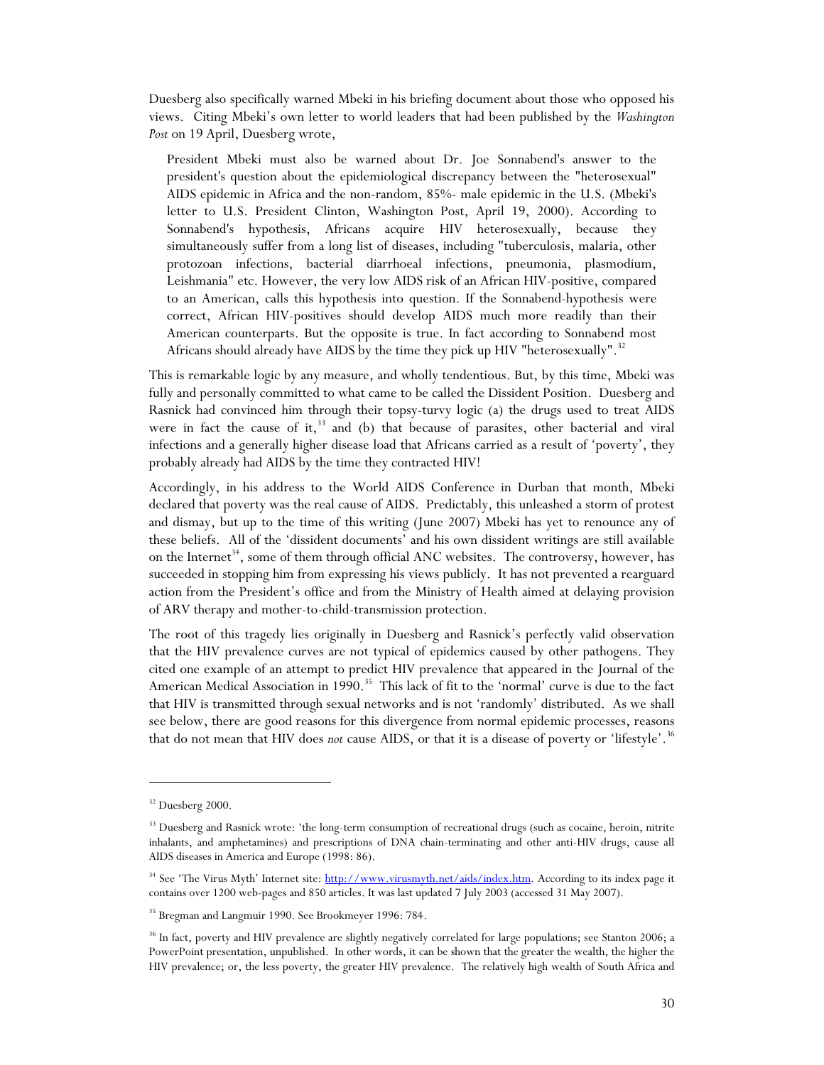Duesberg also specifically warned Mbeki in his briefing document about those who opposed his views. Citing Mbeki's own letter to world leaders that had been published by the *Washington Post* on 19 April, Duesberg wrote,

> President Mbeki must also be warned about Dr. Joe Sonnabend's answer to the president's question about the epidemiological discrepancy between the "heterosexual" AIDS epidemic in Africa and the non-random, 85%- male epidemic in the U.S. (Mbeki's letter to U.S. President Clinton, Washington Post, April 19, 2000). According to Sonnabend's hypothesis, Africans acquire HIV heterosexually, because they simultaneously suffer from a long list of diseases, including "tuberculosis, malaria, other protozoan infections, bacterial diarrhoeal infections, pneumonia, plasmodium, Leishmania" etc. However, the very low AIDS risk of an African HIV-positive, compared to an American, calls this hypothesis into question. If the Sonnabend-hypothesis were correct, African HIV-positives should develop AIDS much more readily than their American counterparts. But the opposite is true. In fact according to Sonnabend most Africans should already have AIDS by the time they pick up HIV "heterosexually".[32]

This is remarkable logic by any measure, and wholly tendentious. But, by this time, Mbeki was fully and personally committed to what came to be called the Dissident Position. Duesberg and Rasnick had convinced him through their topsy-turvy logic (a) the drugs used to treat AIDS were in fact the cause of it,[33] and (b) that because of parasites, other bacterial and viral infections and a generally higher disease load that Africans carried as a result of 'poverty', they probably already had AIDS by the time they contracted HIV!

Accordingly, in his address to the World AIDS Conference in Durban that month, Mbeki declared that poverty was the real cause of AIDS. Predictably, this unleashed a storm of protest and dismay, but up to the time of this writing (June 2007) Mbeki has yet to renounce any of these beliefs. All of the 'dissident documents' and his own dissident writings are still available on the Internet[34], some of them through official ANC websites. The controversy, however, has succeeded in stopping him from expressing his views publicly. It has not prevented a rearguard action from the President's office and from the Ministry of Health aimed at delaying provision of ARV therapy and mother-to-child-transmission protection.

The root of this tragedy lies originally in Duesberg and Rasnick's perfectly valid observation that the HIV prevalence curves are not typical of epidemics caused by other pathogens. They cited one example of an attempt to predict HIV prevalence that appeared in the Journal of the American Medical Association in 1990.[35] This lack of fit to the 'normal' curve is due to the fact that HIV is transmitted through sexual networks and is not 'randomly' distributed. As we shall see below, there are good reasons for this divergence from normal epidemic processes, reasons that do not mean that HIV does *not* cause AIDS, or that it is a disease of poverty or 'lifestyle'.[36]

---

[32] Duesberg 2000.

[33] Duesberg and Rasnick wrote: 'the long-term consumption of recreational drugs (such as cocaine, heroin, nitrite inhalants, and amphetamines) and prescriptions of DNA chain-terminating and other anti-HIV drugs, cause all AIDS diseases in America and Europe (1998: 86).

[34] See 'The Virus Myth' Internet site: http://www.virusmyth.net/aids/index.htm. According to its index page it contains over 1200 web-pages and 850 articles. It was last updated 7 July 2003 (accessed 31 May 2007).

[35] Bregman and Langmuir 1990. See Brookmeyer 1996: 784.

[36] In fact, poverty and HIV prevalence are slightly negatively correlated for large populations; see Stanton 2006; a PowerPoint presentation, unpublished. In other words, it can be shown that the greater the wealth, the higher the HIV prevalence; or, the less poverty, the greater HIV prevalence. The relatively high wealth of South Africa and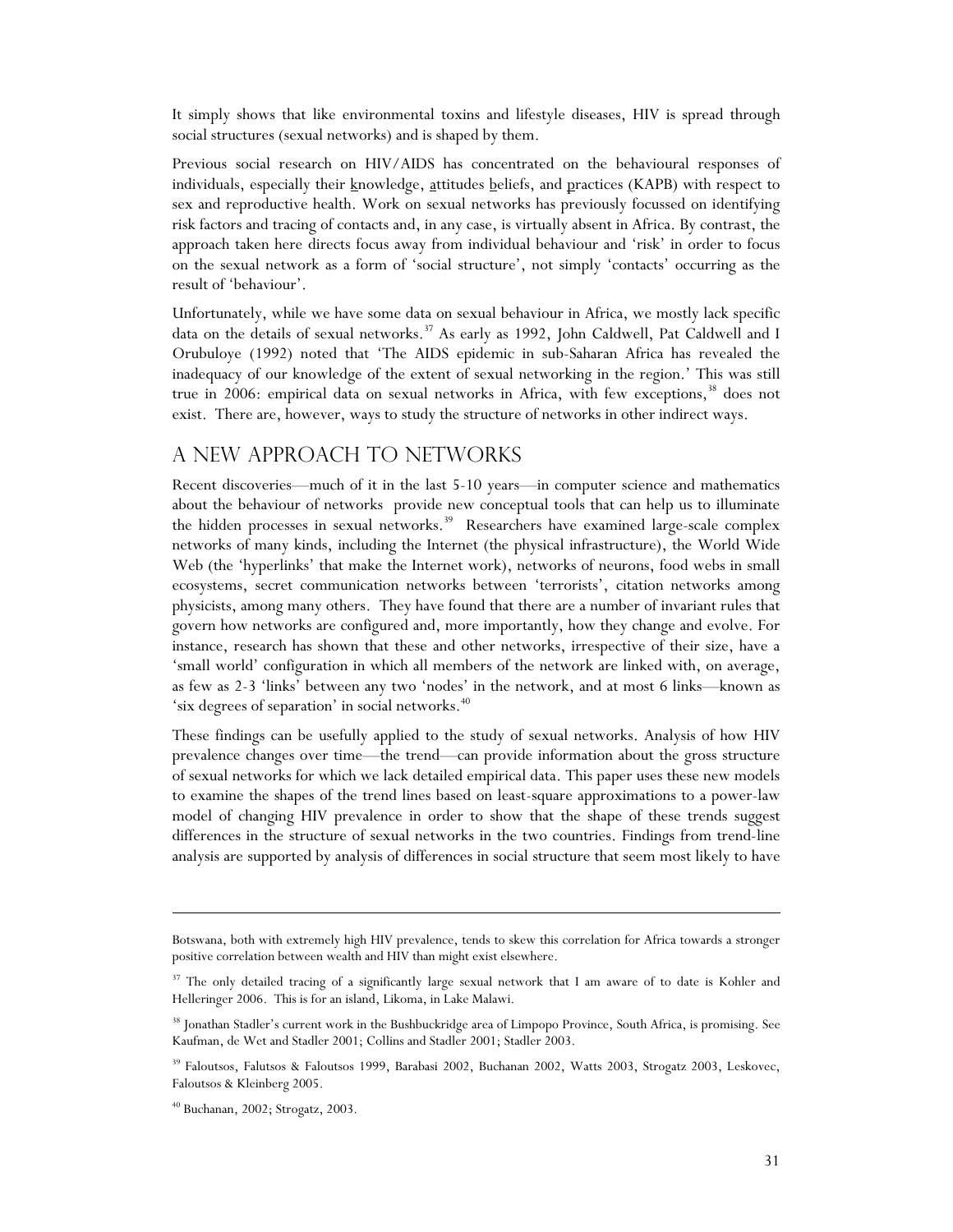It simply shows that like environmental toxins and lifestyle diseases, HIV is spread through social structures (sexual networks) and is shaped by them.

Previous social research on HIV/AIDS has concentrated on the behavioural responses of individuals, especially their knowledge, attitudes beliefs, and practices (KAPB) with respect to sex and reproductive health. Work on sexual networks has previously focussed on identifying risk factors and tracing of contacts and, in any case, is virtually absent in Africa. By contrast, the approach taken here directs focus away from individual behaviour and 'risk' in order to focus on the sexual network as a form of 'social structure', not simply 'contacts' occurring as the result of 'behaviour'.

Unfortunately, while we have some data on sexual behaviour in Africa, we mostly lack specific data on the details of sexual networks.[37] As early as 1992, John Caldwell, Pat Caldwell and I Orubuloye (1992) noted that 'The AIDS epidemic in sub-Saharan Africa has revealed the inadequacy of our knowledge of the extent of sexual networking in the region.' This was still true in 2006: empirical data on sexual networks in Africa, with few exceptions,[38] does not exist. There are, however, ways to study the structure of networks in other indirect ways.

## A NEW APPROACH TO NETWORKS

Recent discoveries—much of it in the last 5-10 years—in computer science and mathematics about the behaviour of networks provide new conceptual tools that can help us to illuminate the hidden processes in sexual networks.[39] Researchers have examined large-scale complex networks of many kinds, including the Internet (the physical infrastructure), the World Wide Web (the 'hyperlinks' that make the Internet work), networks of neurons, food webs in small ecosystems, secret communication networks between 'terrorists', citation networks among physicists, among many others. They have found that there are a number of invariant rules that govern how networks are configured and, more importantly, how they change and evolve. For instance, research has shown that these and other networks, irrespective of their size, have a 'small world' configuration in which all members of the network are linked with, on average, as few as 2-3 'links' between any two 'nodes' in the network, and at most 6 links—known as 'six degrees of separation' in social networks.[40]

These findings can be usefully applied to the study of sexual networks. Analysis of how HIV prevalence changes over time—the trend—can provide information about the gross structure of sexual networks for which we lack detailed empirical data. This paper uses these new models to examine the shapes of the trend lines based on least-square approximations to a power-law model of changing HIV prevalence in order to show that the shape of these trends suggest differences in the structure of sexual networks in the two countries. Findings from trend-line analysis are supported by analysis of differences in social structure that seem most likely to have

---

Botswana, both with extremely high HIV prevalence, tends to skew this correlation for Africa towards a stronger positive correlation between wealth and HIV than might exist elsewhere.

[37] The only detailed tracing of a significantly large sexual network that I am aware of to date is Kohler and Helleringer 2006. This is for an island, Likoma, in Lake Malawi.

[38] Jonathan Stadler's current work in the Bushbuckridge area of Limpopo Province, South Africa, is promising. See Kaufman, de Wet and Stadler 2001; Collins and Stadler 2001; Stadler 2003.

[39] Faloutsos, Falutsos & Faloutsos 1999, Barabasi 2002, Buchanan 2002, Watts 2003, Strogatz 2003, Leskovec, Faloutsos & Kleinberg 2005.

[40] Buchanan, 2002; Strogatz, 2003.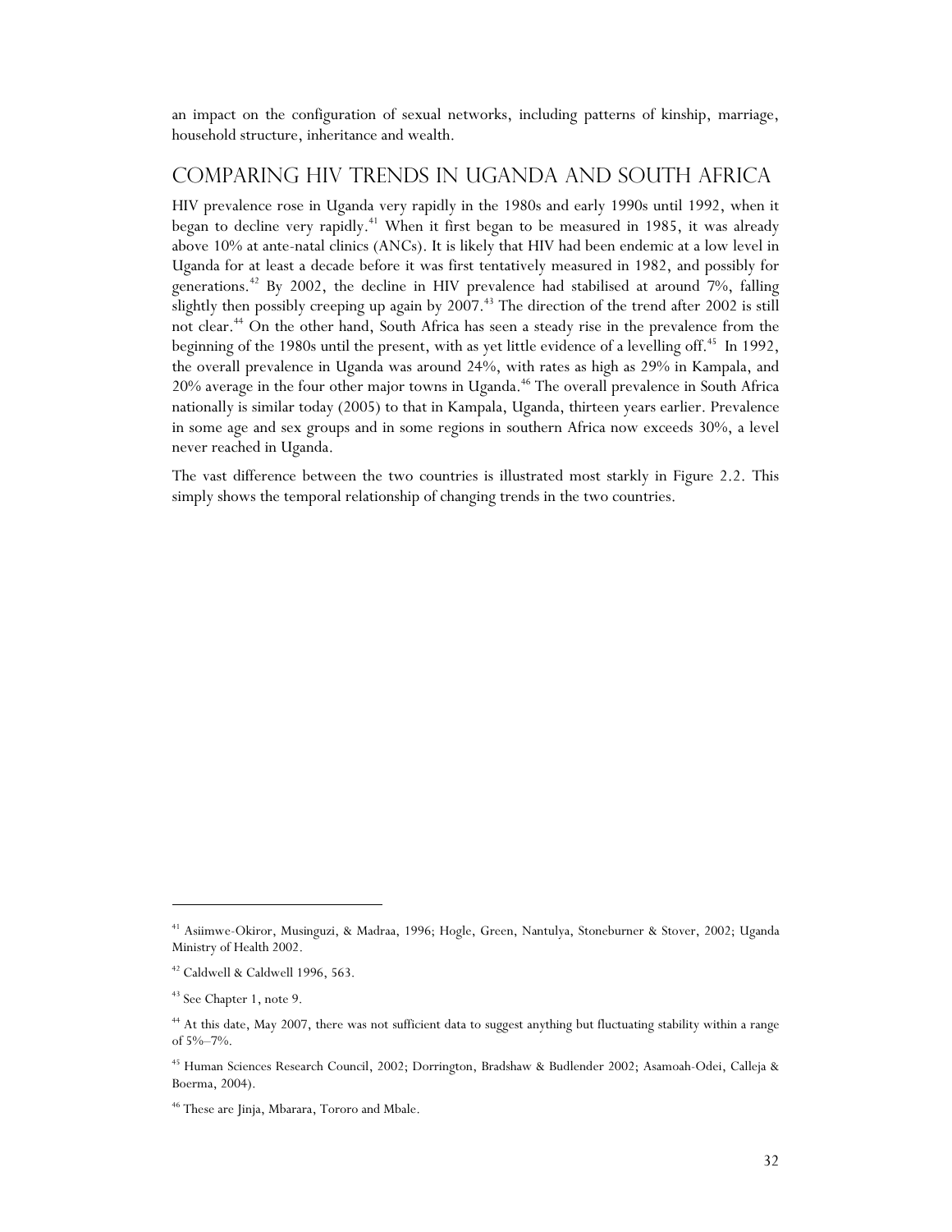an impact on the configuration of sexual networks, including patterns of kinship, marriage, household structure, inheritance and wealth.

## COMPARING HIV TRENDS IN UGANDA AND SOUTH AFRICA

HIV prevalence rose in Uganda very rapidly in the 1980s and early 1990s until 1992, when it began to decline very rapidly.[41] When it first began to be measured in 1985, it was already above 10% at ante-natal clinics (ANCs). It is likely that HIV had been endemic at a low level in Uganda for at least a decade before it was first tentatively measured in 1982, and possibly for generations.[42] By 2002, the decline in HIV prevalence had stabilised at around 7%, falling slightly then possibly creeping up again by 2007.[43] The direction of the trend after 2002 is still not clear.[44] On the other hand, South Africa has seen a steady rise in the prevalence from the beginning of the 1980s until the present, with as yet little evidence of a levelling off.[45] In 1992, the overall prevalence in Uganda was around 24%, with rates as high as 29% in Kampala, and 20% average in the four other major towns in Uganda.[46] The overall prevalence in South Africa nationally is similar today (2005) to that in Kampala, Uganda, thirteen years earlier. Prevalence in some age and sex groups and in some regions in southern Africa now exceeds 30%, a level never reached in Uganda.

The vast difference between the two countries is illustrated most starkly in Figure 2.2. This simply shows the temporal relationship of changing trends in the two countries.

---

[41] Asiimwe-Okiror, Musinguzi, & Madraa, 1996; Hogle, Green, Nantulya, Stoneburner & Stover, 2002; Uganda Ministry of Health 2002.

[42] Caldwell & Caldwell 1996, 563.

[43] See Chapter 1, note 9.

[44] At this date, May 2007, there was not sufficient data to suggest anything but fluctuating stability within a range of 5%–7%.

[45] Human Sciences Research Council, 2002; Dorrington, Bradshaw & Budlender 2002; Asamoah-Odei, Calleja & Boerma, 2004).

[46] These are Jinja, Mbarara, Tororo and Mbale.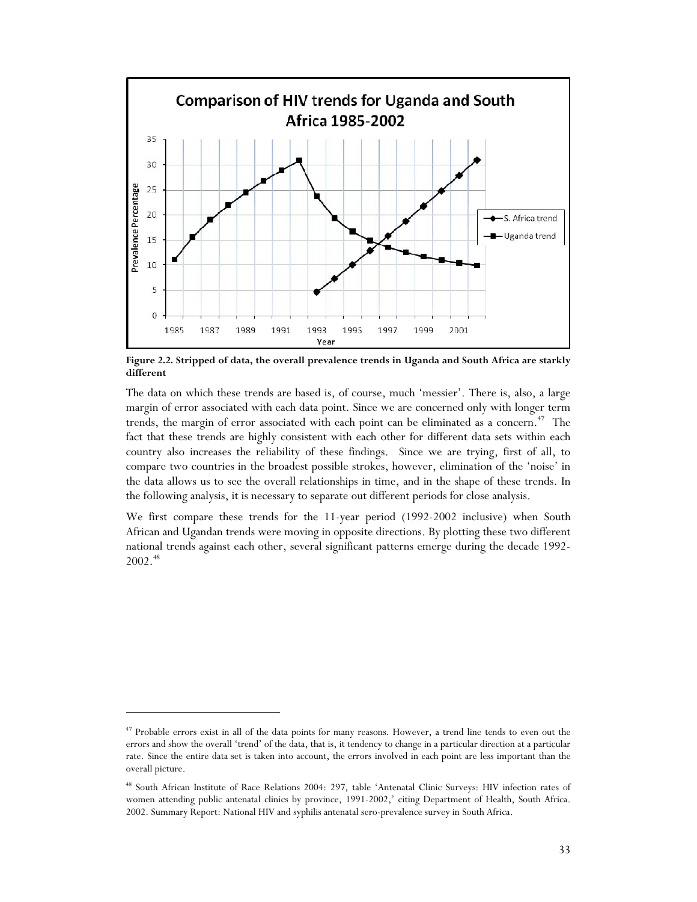**Figure 2.2. Stripped of data, the overall prevalence trends in Uganda and South Africa are starkly different**

The data on which these trends are based is, of course, much 'messier'. There is, also, a large margin of error associated with each data point. Since we are concerned only with longer term trends, the margin of error associated with each point can be eliminated as a concern.[47] The fact that these trends are highly consistent with each other for different data sets within each country also increases the reliability of these findings. Since we are trying, first of all, to compare two countries in the broadest possible strokes, however, elimination of the 'noise' in the data allows us to see the overall relationships in time, and in the shape of these trends. In the following analysis, it is necessary to separate out different periods for close analysis.

We first compare these trends for the 11-year period (1992-2002 inclusive) when South African and Ugandan trends were moving in opposite directions. By plotting these two different national trends against each other, several significant patterns emerge during the decade 1992-2002.[48]

---

[47] Probable errors exist in all of the data points for many reasons. However, a trend line tends to even out the errors and show the overall 'trend' of the data, that is, it tendency to change in a particular direction at a particular rate. Since the entire data set is taken into account, the errors involved in each point are less important than the overall picture.

[48] South African Institute of Race Relations 2004: 297, table 'Antenatal Clinic Surveys: HIV infection rates of women attending public antenatal clinics by province, 1991-2002,' citing Department of Health, South Africa. 2002. Summary Report: National HIV and syphilis antenatal sero-prevalence survey in South Africa.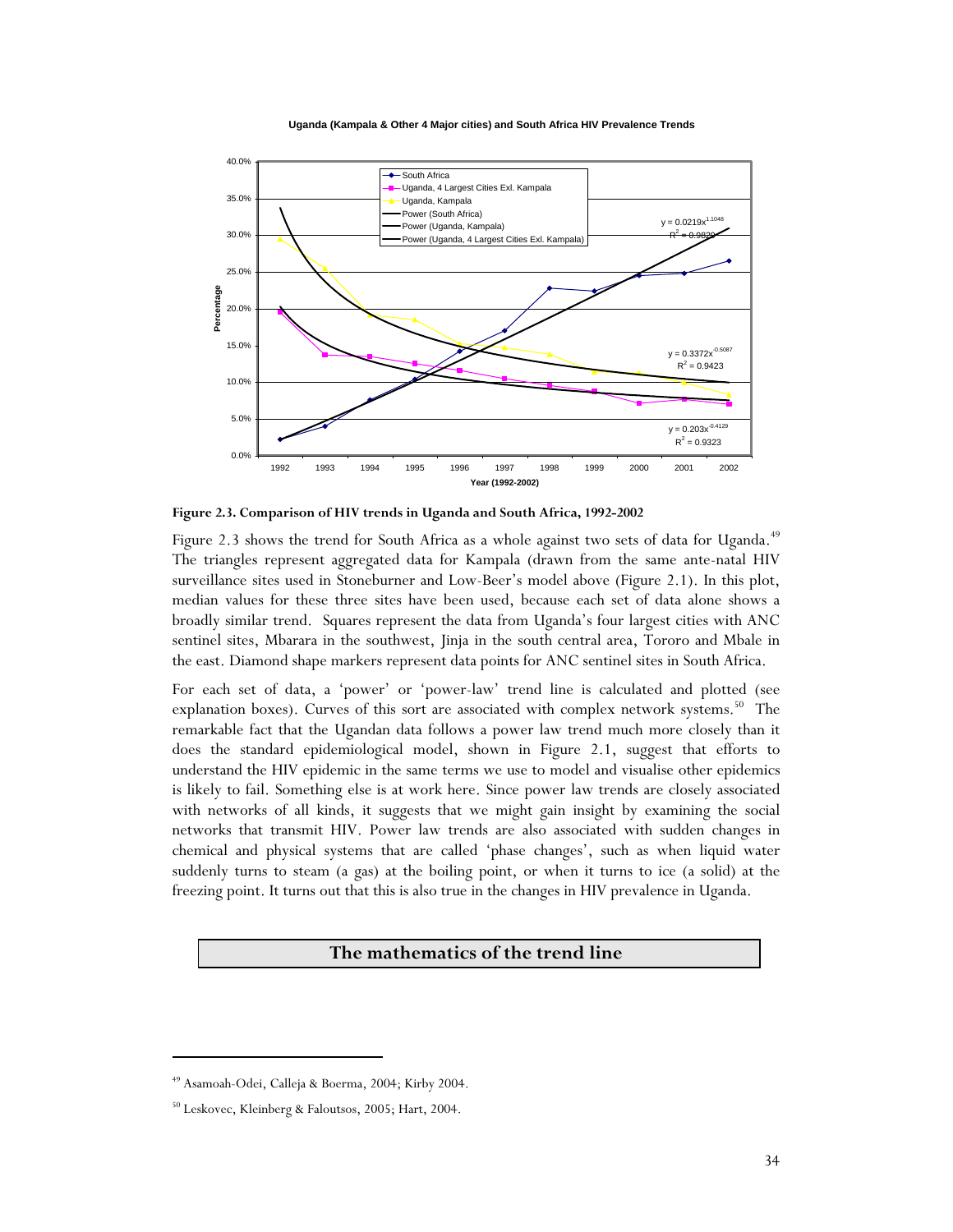**Figure 2.3. Comparison of HIV trends in Uganda and South Africa, 1992-2002**

Figure 2.3 shows the trend for South Africa as a whole against two sets of data for Uganda.[49] The triangles represent aggregated data for Kampala (drawn from the same ante-natal HIV surveillance sites used in Stoneburner and Low-Beer's model above (Figure 2.1). In this plot, median values for these three sites have been used, because each set of data alone shows a broadly similar trend. Squares represent the data from Uganda's four largest cities with ANC sentinel sites, Mbarara in the southwest, Jinja in the south central area, Tororo and Mbale in the east. Diamond shape markers represent data points for ANC sentinel sites in South Africa.

For each set of data, a 'power' or 'power-law' trend line is calculated and plotted (see explanation boxes). Curves of this sort are associated with complex network systems.[50] The remarkable fact that the Ugandan data follows a power law trend much more closely than it does the standard epidemiological model, shown in Figure 2.1, suggest that efforts to understand the HIV epidemic in the same terms we use to model and visualise other epidemics is likely to fail. Something else is at work here. Since power law trends are closely associated with networks of all kinds, it suggests that we might gain insight by examining the social networks that transmit HIV. Power law trends are also associated with sudden changes in chemical and physical systems that are called 'phase changes', such as when liquid water suddenly turns to steam (a gas) at the boiling point, or when it turns to ice (a solid) at the freezing point. It turns out that this is also true in the changes in HIV prevalence in Uganda.

## The mathematics of the trend line

[49] Asamoah-Odei, Calleja & Boerma, 2004; Kirby 2004.

[50] Leskovec, Kleinberg & Faloutsos, 2005; Hart, 2004.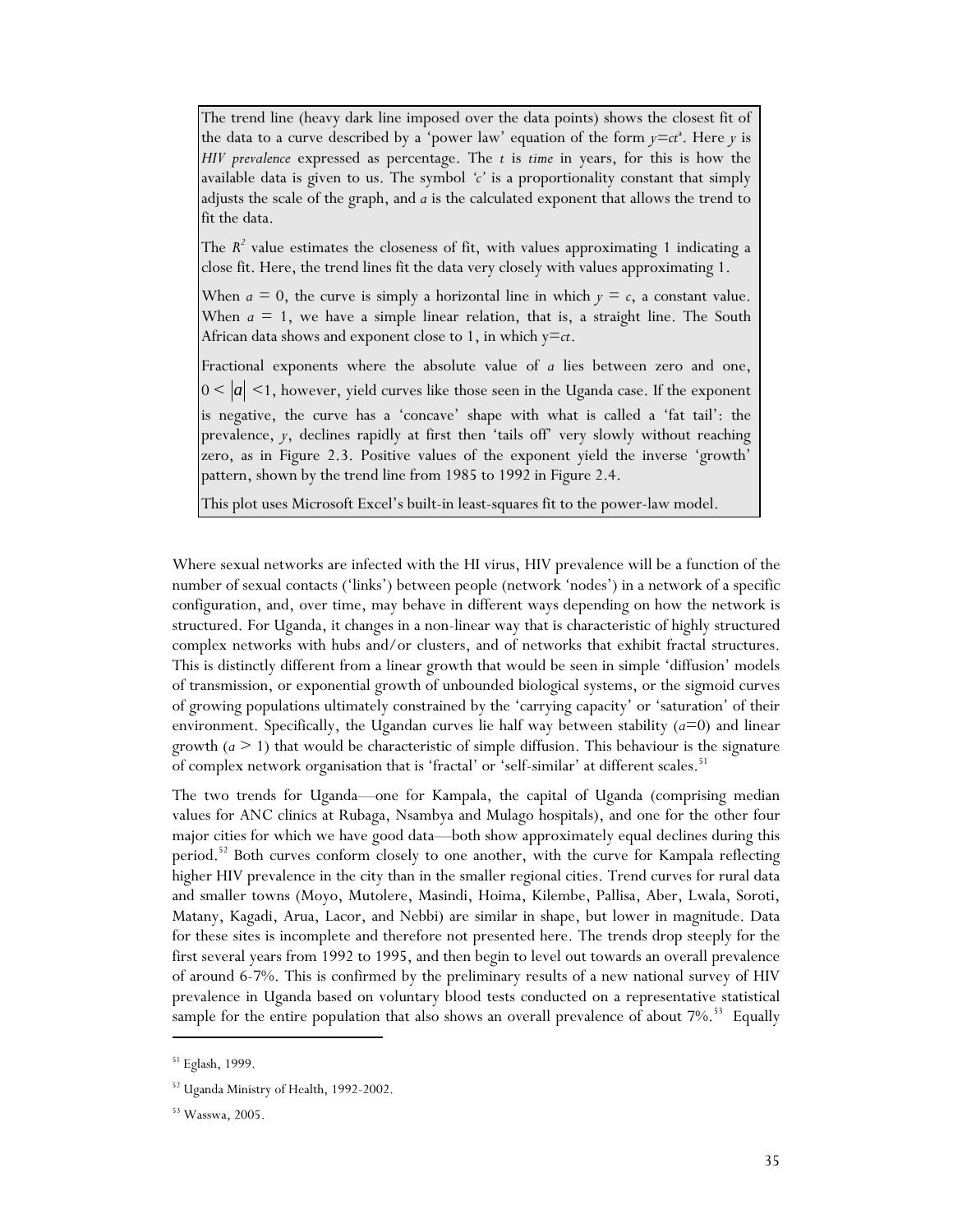> The trend line (heavy dark line imposed over the data points) shows the closest fit of the data to a curve described by a 'power law' equation of the form $y=ct^a$. Here *y* is *HIV prevalence* expressed as percentage. The *t* is *time* in years, for this is how the available data is given to us. The symbol '*c*' is a proportionality constant that simply adjusts the scale of the graph, and *a* is the calculated exponent that allows the trend to fit the data.
>
> The $R^2$ value estimates the closeness of fit, with values approximating 1 indicating a close fit. Here, the trend lines fit the data very closely with values approximating 1.
>
> When $a = 0$, the curve is simply a horizontal line in which $y = c$, a constant value. When $a = 1$, we have a simple linear relation, that is, a straight line. The South African data shows and exponent close to 1, in which $y=ct$.
>
> Fractional exponents where the absolute value of *a* lies between zero and one, $0 < |a| < 1$, however, yield curves like those seen in the Uganda case. If the exponent is negative, the curve has a 'concave' shape with what is called a 'fat tail': the prevalence, *y*, declines rapidly at first then 'tails off' very slowly without reaching zero, as in Figure 2.3. Positive values of the exponent yield the inverse 'growth' pattern, shown by the trend line from 1985 to 1992 in Figure 2.4.
>
> This plot uses Microsoft Excel's built-in least-squares fit to the power-law model.

Where sexual networks are infected with the HI virus, HIV prevalence will be a function of the number of sexual contacts ('links') between people (network 'nodes') in a network of a specific configuration, and, over time, may behave in different ways depending on how the network is structured. For Uganda, it changes in a non-linear way that is characteristic of highly structured complex networks with hubs and/or clusters, and of networks that exhibit fractal structures. This is distinctly different from a linear growth that would be seen in simple 'diffusion' models of transmission, or exponential growth of unbounded biological systems, or the sigmoid curves of growing populations ultimately constrained by the 'carrying capacity' or 'saturation' of their environment. Specifically, the Ugandan curves lie half way between stability ($a$=0) and linear growth ($a > 1$) that would be characteristic of simple diffusion. This behaviour is the signature of complex network organisation that is 'fractal' or 'self-similar' at different scales.[51]

The two trends for Uganda—one for Kampala, the capital of Uganda (comprising median values for ANC clinics at Rubaga, Nsambya and Mulago hospitals), and one for the other four major cities for which we have good data—both show approximately equal declines during this period.[52] Both curves conform closely to one another, with the curve for Kampala reflecting higher HIV prevalence in the city than in the smaller regional cities. Trend curves for rural data and smaller towns (Moyo, Mutolere, Masindi, Hoima, Kilembe, Pallisa, Aber, Lwala, Soroti, Matany, Kagadi, Arua, Lacor, and Nebbi) are similar in shape, but lower in magnitude. Data for these sites is incomplete and therefore not presented here. The trends drop steeply for the first several years from 1992 to 1995, and then begin to level out towards an overall prevalence of around 6-7%. This is confirmed by the preliminary results of a new national survey of HIV prevalence in Uganda based on voluntary blood tests conducted on a representative statistical sample for the entire population that also shows an overall prevalence of about 7%.[53] Equally

[51] Eglash, 1999.

[52] Uganda Ministry of Health, 1992-2002.

[53] Wasswa, 2005.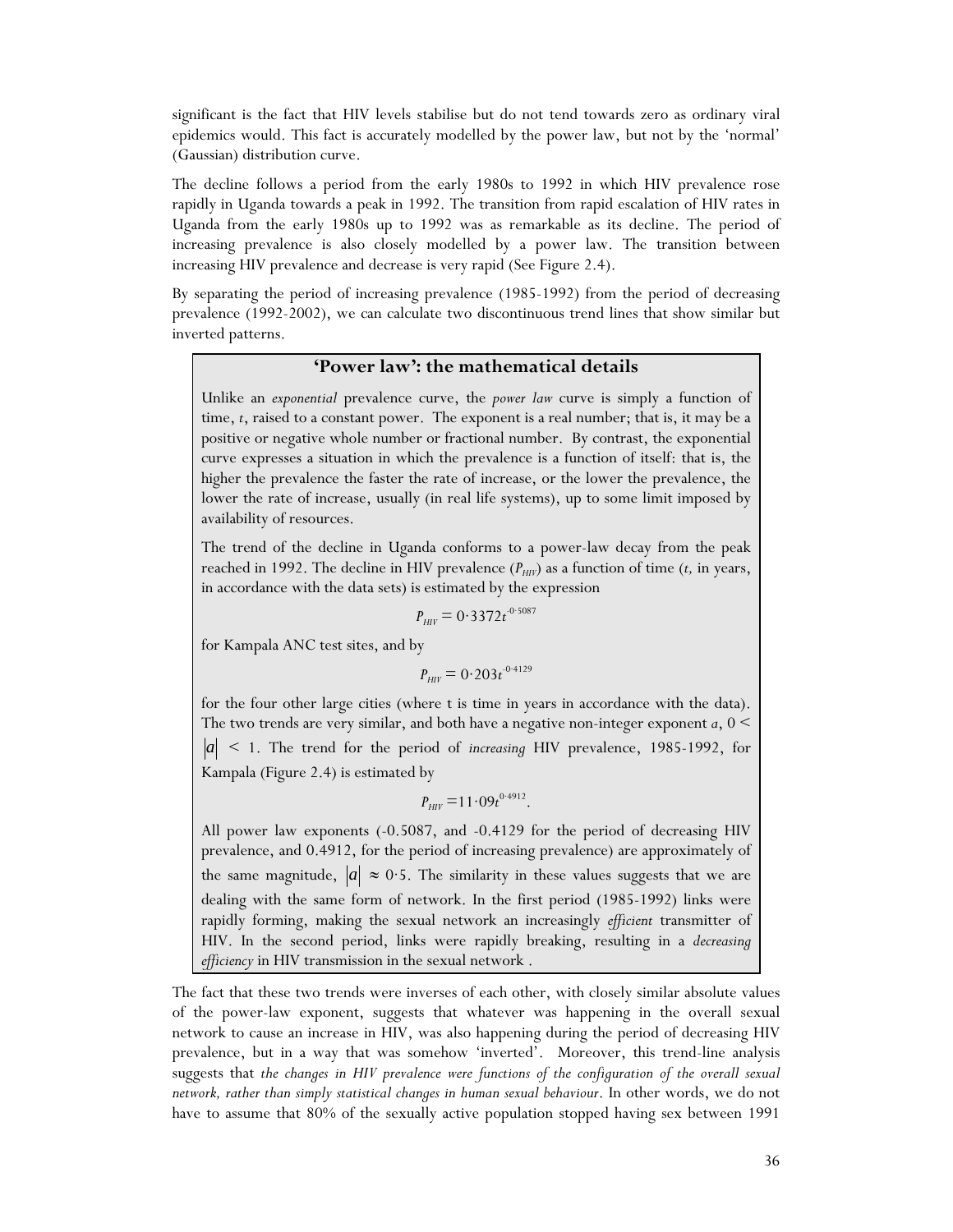significant is the fact that HIV levels stabilise but do not tend towards zero as ordinary viral epidemics would. This fact is accurately modelled by the power law, but not by the 'normal' (Gaussian) distribution curve.

The decline follows a period from the early 1980s to 1992 in which HIV prevalence rose rapidly in Uganda towards a peak in 1992. The transition from rapid escalation of HIV rates in Uganda from the early 1980s up to 1992 was as remarkable as its decline. The period of increasing prevalence is also closely modelled by a power law. The transition between increasing HIV prevalence and decrease is very rapid (See Figure 2.4).

By separating the period of increasing prevalence (1985-1992) from the period of decreasing prevalence (1992-2002), we can calculate two discontinuous trend lines that show similar but inverted patterns.

## 'Power law': the mathematical details

Unlike an *exponential* prevalence curve, the *power law* curve is simply a function of time, *t*, raised to a constant power. The exponent is a real number; that is, it may be a positive or negative whole number or fractional number. By contrast, the exponential curve expresses a situation in which the prevalence is a function of itself: that is, the higher the prevalence the faster the rate of increase, or the lower the prevalence, the lower the rate of increase, usually (in real life systems), up to some limit imposed by availability of resources.

The trend of the decline in Uganda conforms to a power-law decay from the peak reached in 1992. The decline in HIV prevalence ($P_{HIV}$) as a function of time (*t,* in years, in accordance with the data sets) is estimated by the expression

$$P_{HIV} = 0{\cdot}3372t^{-0{\cdot}5087}$$

for Kampala ANC test sites, and by

$$P_{HIV} = 0{\cdot}203t^{-0{\cdot}4129}$$

for the four other large cities (where t is time in years in accordance with the data). The two trends are very similar, and both have a negative non-integer exponent *a*, $0 < |a| < 1$. The trend for the period of *increasing* HIV prevalence, 1985-1992, for Kampala (Figure 2.4) is estimated by

$$P_{HIV} = 11{\cdot}09t^{0{\cdot}4912}.$$

All power law exponents (-0.5087, and -0.4129 for the period of decreasing HIV prevalence, and 0.4912, for the period of increasing prevalence) are approximately of the same magnitude, $|a| \approx 0{\cdot}5$. The similarity in these values suggests that we are dealing with the same form of network. In the first period (1985-1992) links were rapidly forming, making the sexual network an increasingly *efficient* transmitter of HIV. In the second period, links were rapidly breaking, resulting in a *decreasing efficiency* in HIV transmission in the sexual network .

The fact that these two trends were inverses of each other, with closely similar absolute values of the power-law exponent, suggests that whatever was happening in the overall sexual network to cause an increase in HIV, was also happening during the period of decreasing HIV prevalence, but in a way that was somehow 'inverted'. Moreover, this trend-line analysis suggests that *the changes in HIV prevalence were functions of the configuration of the overall sexual network, rather than simply statistical changes in human sexual behaviour*. In other words, we do not have to assume that 80% of the sexually active population stopped having sex between 1991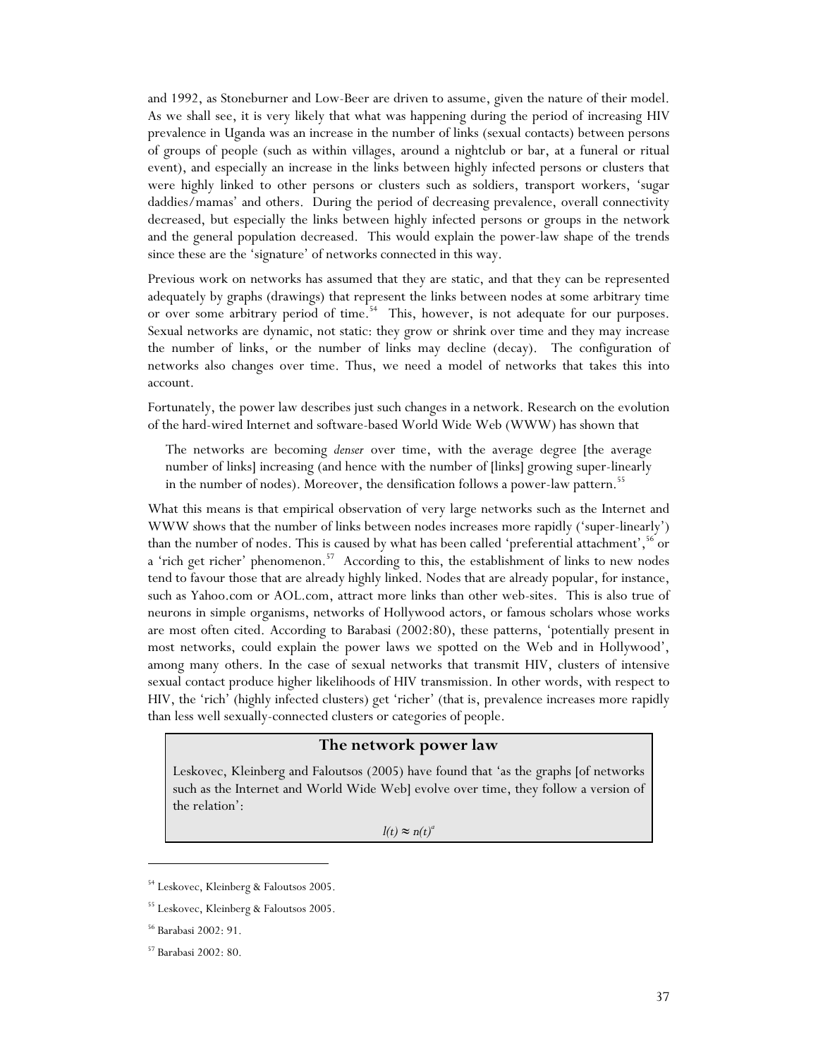and 1992, as Stoneburner and Low-Beer are driven to assume, given the nature of their model. As we shall see, it is very likely that what was happening during the period of increasing HIV prevalence in Uganda was an increase in the number of links (sexual contacts) between persons of groups of people (such as within villages, around a nightclub or bar, at a funeral or ritual event), and especially an increase in the links between highly infected persons or clusters that were highly linked to other persons or clusters such as soldiers, transport workers, 'sugar daddies/mamas' and others. During the period of decreasing prevalence, overall connectivity decreased, but especially the links between highly infected persons or groups in the network and the general population decreased. This would explain the power-law shape of the trends since these are the 'signature' of networks connected in this way.

Previous work on networks has assumed that they are static, and that they can be represented adequately by graphs (drawings) that represent the links between nodes at some arbitrary time or over some arbitrary period of time.[54] This, however, is not adequate for our purposes. Sexual networks are dynamic, not static: they grow or shrink over time and they may increase the number of links, or the number of links may decline (decay). The configuration of networks also changes over time. Thus, we need a model of networks that takes this into account.

Fortunately, the power law describes just such changes in a network. Research on the evolution of the hard-wired Internet and software-based World Wide Web (WWW) has shown that

> The networks are becoming *denser* over time, with the average degree [the average number of links] increasing (and hence with the number of [links] growing super-linearly in the number of nodes). Moreover, the densification follows a power-law pattern.[55]

What this means is that empirical observation of very large networks such as the Internet and WWW shows that the number of links between nodes increases more rapidly ('super-linearly') than the number of nodes. This is caused by what has been called 'preferential attachment',[56] or a 'rich get richer' phenomenon.[57] According to this, the establishment of links to new nodes tend to favour those that are already highly linked. Nodes that are already popular, for instance, such as Yahoo.com or AOL.com, attract more links than other web-sites. This is also true of neurons in simple organisms, networks of Hollywood actors, or famous scholars whose works are most often cited. According to Barabasi (2002:80), these patterns, 'potentially present in most networks, could explain the power laws we spotted on the Web and in Hollywood', among many others. In the case of sexual networks that transmit HIV, clusters of intensive sexual contact produce higher likelihoods of HIV transmission. In other words, with respect to HIV, the 'rich' (highly infected clusters) get 'richer' (that is, prevalence increases more rapidly than less well sexually-connected clusters or categories of people.

### The network power law

Leskovec, Kleinberg and Faloutsos (2005) have found that 'as the graphs [of networks such as the Internet and World Wide Web] evolve over time, they follow a version of the relation':

$$l(t) \approx n(t)^a$$

---

[54] Leskovec, Kleinberg & Faloutsos 2005.

[55] Leskovec, Kleinberg & Faloutsos 2005.

[56] Barabasi 2002: 91.

[57] Barabasi 2002: 80.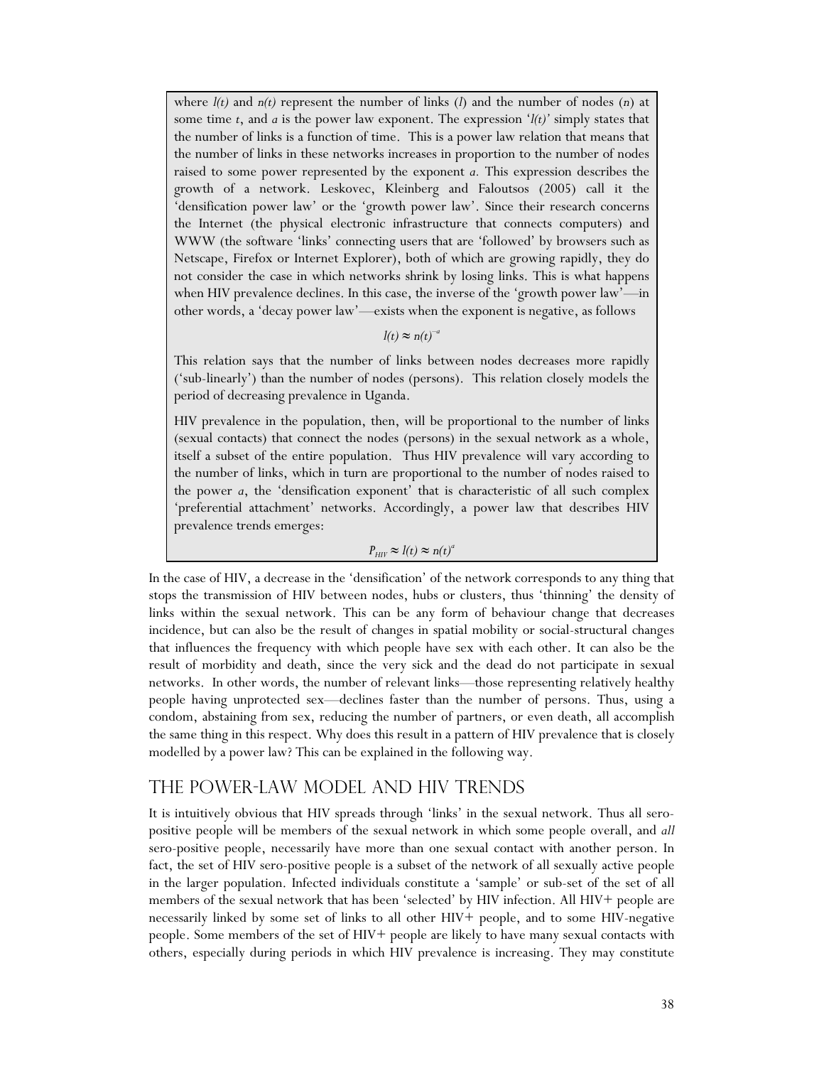where $l(t)$ and $n(t)$ represent the number of links ($l$) and the number of nodes ($n$) at some time $t$, and $a$ is the power law exponent. The expression '$l(t)$' simply states that the number of links is a function of time. This is a power law relation that means that the number of links in these networks increases in proportion to the number of nodes raised to some power represented by the exponent $a$. This expression describes the growth of a network. Leskovec, Kleinberg and Faloutsos (2005) call it the 'densification power law' or the 'growth power law'. Since their research concerns the Internet (the physical electronic infrastructure that connects computers) and WWW (the software 'links' connecting users that are 'followed' by browsers such as Netscape, Firefox or Internet Explorer), both of which are growing rapidly, they do not consider the case in which networks shrink by losing links. This is what happens when HIV prevalence declines. In this case, the inverse of the 'growth power law'—in other words, a 'decay power law'—exists when the exponent is negative, as follows

$$l(t) \approx n(t)^{-a}$$

This relation says that the number of links between nodes decreases more rapidly ('sub-linearly') than the number of nodes (persons). This relation closely models the period of decreasing prevalence in Uganda.

HIV prevalence in the population, then, will be proportional to the number of links (sexual contacts) that connect the nodes (persons) in the sexual network as a whole, itself a subset of the entire population. Thus HIV prevalence will vary according to the number of links, which in turn are proportional to the number of nodes raised to the power $a$, the 'densification exponent' that is characteristic of all such complex 'preferential attachment' networks. Accordingly, a power law that describes HIV prevalence trends emerges:

$$P_{HIV} \approx l(t) \approx n(t)^{a}$$

In the case of HIV, a decrease in the 'densification' of the network corresponds to any thing that stops the transmission of HIV between nodes, hubs or clusters, thus 'thinning' the density of links within the sexual network. This can be any form of behaviour change that decreases incidence, but can also be the result of changes in spatial mobility or social-structural changes that influences the frequency with which people have sex with each other. It can also be the result of morbidity and death, since the very sick and the dead do not participate in sexual networks. In other words, the number of relevant links—those representing relatively healthy people having unprotected sex—declines faster than the number of persons. Thus, using a condom, abstaining from sex, reducing the number of partners, or even death, all accomplish the same thing in this respect. Why does this result in a pattern of HIV prevalence that is closely modelled by a power law? This can be explained in the following way.

## The Power-Law Model and HIV Trends

It is intuitively obvious that HIV spreads through 'links' in the sexual network. Thus all sero-positive people will be members of the sexual network in which some people overall, and *all* sero-positive people, necessarily have more than one sexual contact with another person. In fact, the set of HIV sero-positive people is a subset of the network of all sexually active people in the larger population. Infected individuals constitute a 'sample' or sub-set of the set of all members of the sexual network that has been 'selected' by HIV infection. All HIV+ people are necessarily linked by some set of links to all other HIV+ people, and to some HIV-negative people. Some members of the set of HIV+ people are likely to have many sexual contacts with others, especially during periods in which HIV prevalence is increasing. They may constitute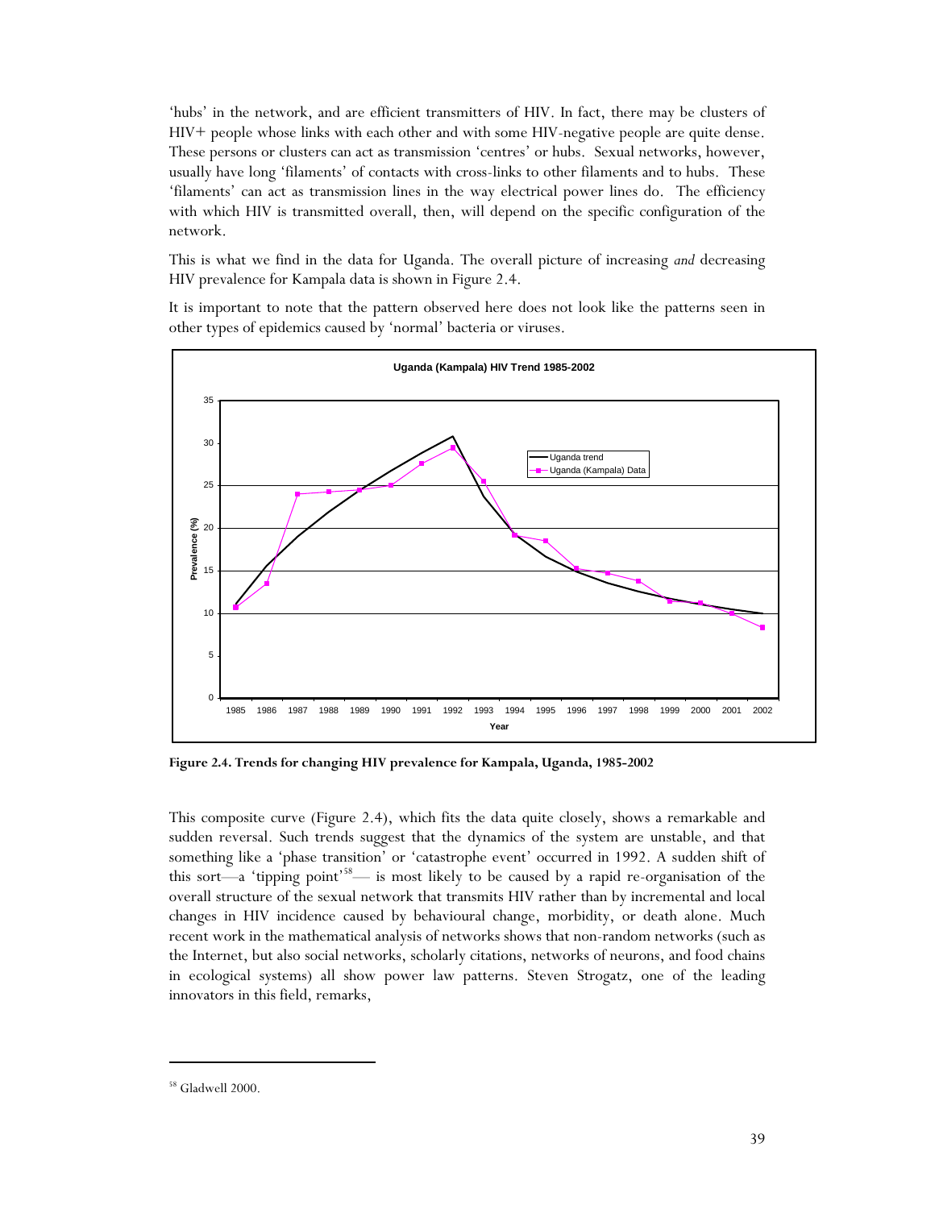'hubs' in the network, and are efficient transmitters of HIV. In fact, there may be clusters of HIV+ people whose links with each other and with some HIV-negative people are quite dense. These persons or clusters can act as transmission 'centres' or hubs. Sexual networks, however, usually have long 'filaments' of contacts with cross-links to other filaments and to hubs. These 'filaments' can act as transmission lines in the way electrical power lines do. The efficiency with which HIV is transmitted overall, then, will depend on the specific configuration of the network.

This is what we find in the data for Uganda. The overall picture of increasing *and* decreasing HIV prevalence for Kampala data is shown in Figure 2.4.

It is important to note that the pattern observed here does not look like the patterns seen in other types of epidemics caused by 'normal' bacteria or viruses.

**Figure 2.4. Trends for changing HIV prevalence for Kampala, Uganda, 1985-2002**

This composite curve (Figure 2.4), which fits the data quite closely, shows a remarkable and sudden reversal. Such trends suggest that the dynamics of the system are unstable, and that something like a 'phase transition' or 'catastrophe event' occurred in 1992. A sudden shift of this sort—a 'tipping point'[58]— is most likely to be caused by a rapid re-organisation of the overall structure of the sexual network that transmits HIV rather than by incremental and local changes in HIV incidence caused by behavioural change, morbidity, or death alone. Much recent work in the mathematical analysis of networks shows that non-random networks (such as the Internet, but also social networks, scholarly citations, networks of neurons, and food chains in ecological systems) all show power law patterns. Steven Strogatz, one of the leading innovators in this field, remarks,

[58] Gladwell 2000.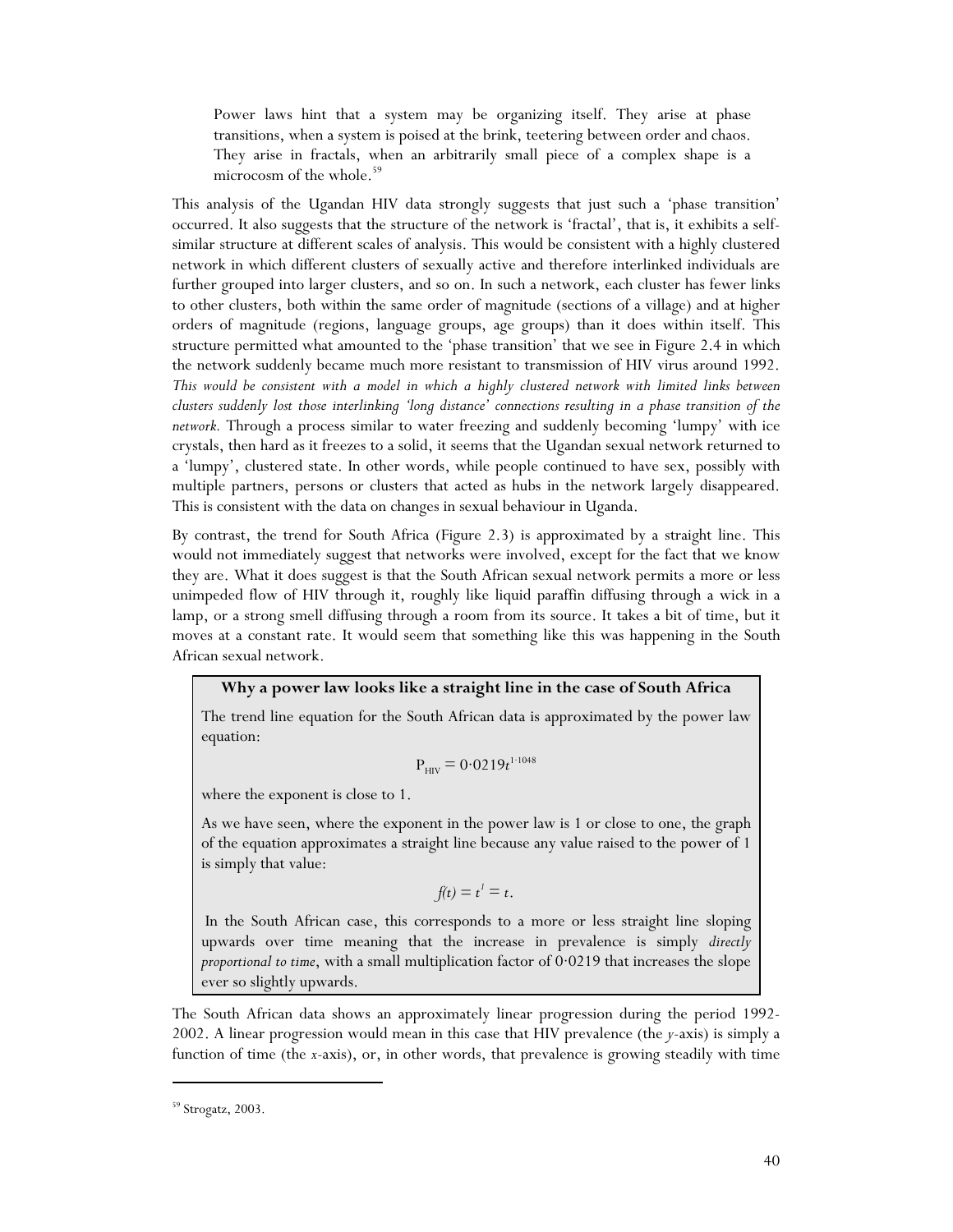> Power laws hint that a system may be organizing itself. They arise at phase transitions, when a system is poised at the brink, teetering between order and chaos. They arise in fractals, when an arbitrarily small piece of a complex shape is a microcosm of the whole.[59]

This analysis of the Ugandan HIV data strongly suggests that just such a 'phase transition' occurred. It also suggests that the structure of the network is 'fractal', that is, it exhibits a self-similar structure at different scales of analysis. This would be consistent with a highly clustered network in which different clusters of sexually active and therefore interlinked individuals are further grouped into larger clusters, and so on. In such a network, each cluster has fewer links to other clusters, both within the same order of magnitude (sections of a village) and at higher orders of magnitude (regions, language groups, age groups) than it does within itself. This structure permitted what amounted to the 'phase transition' that we see in Figure 2.4 in which the network suddenly became much more resistant to transmission of HIV virus around 1992. *This would be consistent with a model in which a highly clustered network with limited links between clusters suddenly lost those interlinking 'long distance' connections resulting in a phase transition of the network.* Through a process similar to water freezing and suddenly becoming 'lumpy' with ice crystals, then hard as it freezes to a solid, it seems that the Ugandan sexual network returned to a 'lumpy', clustered state. In other words, while people continued to have sex, possibly with multiple partners, persons or clusters that acted as hubs in the network largely disappeared. This is consistent with the data on changes in sexual behaviour in Uganda.

By contrast, the trend for South Africa (Figure 2.3) is approximated by a straight line. This would not immediately suggest that networks were involved, except for the fact that we know they are. What it does suggest is that the South African sexual network permits a more or less unimpeded flow of HIV through it, roughly like liquid paraffin diffusing through a wick in a lamp, or a strong smell diffusing through a room from its source. It takes a bit of time, but it moves at a constant rate. It would seem that something like this was happening in the South African sexual network.

**Why a power law looks like a straight line in the case of South Africa**

The trend line equation for the South African data is approximated by the power law equation:

$$P_{HIV} = 0{\cdot}0219t^{1{\cdot}1048}$$

where the exponent is close to 1.

As we have seen, where the exponent in the power law is 1 or close to one, the graph of the equation approximates a straight line because any value raised to the power of 1 is simply that value:

$$f(t) = t^1 = t.$$

In the South African case, this corresponds to a more or less straight line sloping upwards over time meaning that the increase in prevalence is simply *directly proportional to time*, with a small multiplication factor of 0·0219 that increases the slope ever so slightly upwards.

The South African data shows an approximately linear progression during the period 1992-2002. A linear progression would mean in this case that HIV prevalence (the *y*-axis) is simply a function of time (the *x*-axis), or, in other words, that prevalence is growing steadily with time

[59] Strogatz, 2003.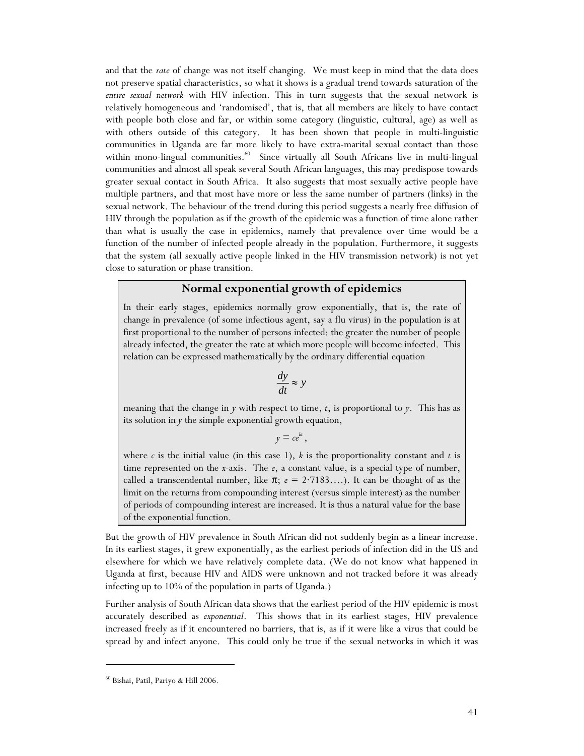and that the *rate* of change was not itself changing. We must keep in mind that the data does not preserve spatial characteristics, so what it shows is a gradual trend towards saturation of the *entire sexual network* with HIV infection. This in turn suggests that the sexual network is relatively homogeneous and 'randomised', that is, that all members are likely to have contact with people both close and far, or within some category (linguistic, cultural, age) as well as with others outside of this category. It has been shown that people in multi-linguistic communities in Uganda are far more likely to have extra-marital sexual contact than those within mono-lingual communities.[60] Since virtually all South Africans live in multi-lingual communities and almost all speak several South African languages, this may predispose towards greater sexual contact in South Africa. It also suggests that most sexually active people have multiple partners, and that most have more or less the same number of partners (links) in the sexual network. The behaviour of the trend during this period suggests a nearly free diffusion of HIV through the population as if the growth of the epidemic was a function of time alone rather than what is usually the case in epidemics, namely that prevalence over time would be a function of the number of infected people already in the population. Furthermore, it suggests that the system (all sexually active people linked in the HIV transmission network) is not yet close to saturation or phase transition.

### Normal exponential growth of epidemics

In their early stages, epidemics normally grow exponentially, that is, the rate of change in prevalence (of some infectious agent, say a flu virus) in the population is at first proportional to the number of persons infected: the greater the number of people already infected, the greater the rate at which more people will become infected. This relation can be expressed mathematically by the ordinary differential equation

$$\frac{dy}{dt} \approx y$$

meaning that the change in $y$ with respect to time, $t$, is proportional to $y$. This has as its solution in $y$ the simple exponential growth equation,

$$y = ce^{kt},$$

where $c$ is the initial value (in this case 1), $k$ is the proportionality constant and $t$ is time represented on the $x$-axis. The $e$, a constant value, is a special type of number, called a transcendental number, like $\pi$; $e = 2{\cdot}7183\ldots$). It can be thought of as the limit on the returns from compounding interest (versus simple interest) as the number of periods of compounding interest are increased. It is thus a natural value for the base of the exponential function.

But the growth of HIV prevalence in South African did not suddenly begin as a linear increase. In its earliest stages, it grew exponentially, as the earliest periods of infection did in the US and elsewhere for which we have relatively complete data. (We do not know what happened in Uganda at first, because HIV and AIDS were unknown and not tracked before it was already infecting up to 10% of the population in parts of Uganda.)

Further analysis of South African data shows that the earliest period of the HIV epidemic is most accurately described as *exponential*. This shows that in its earliest stages, HIV prevalence increased freely as if it encountered no barriers, that is, as if it were like a virus that could be spread by and infect anyone. This could only be true if the sexual networks in which it was

---

[60] Bishai, Patil, Pariyo & Hill 2006.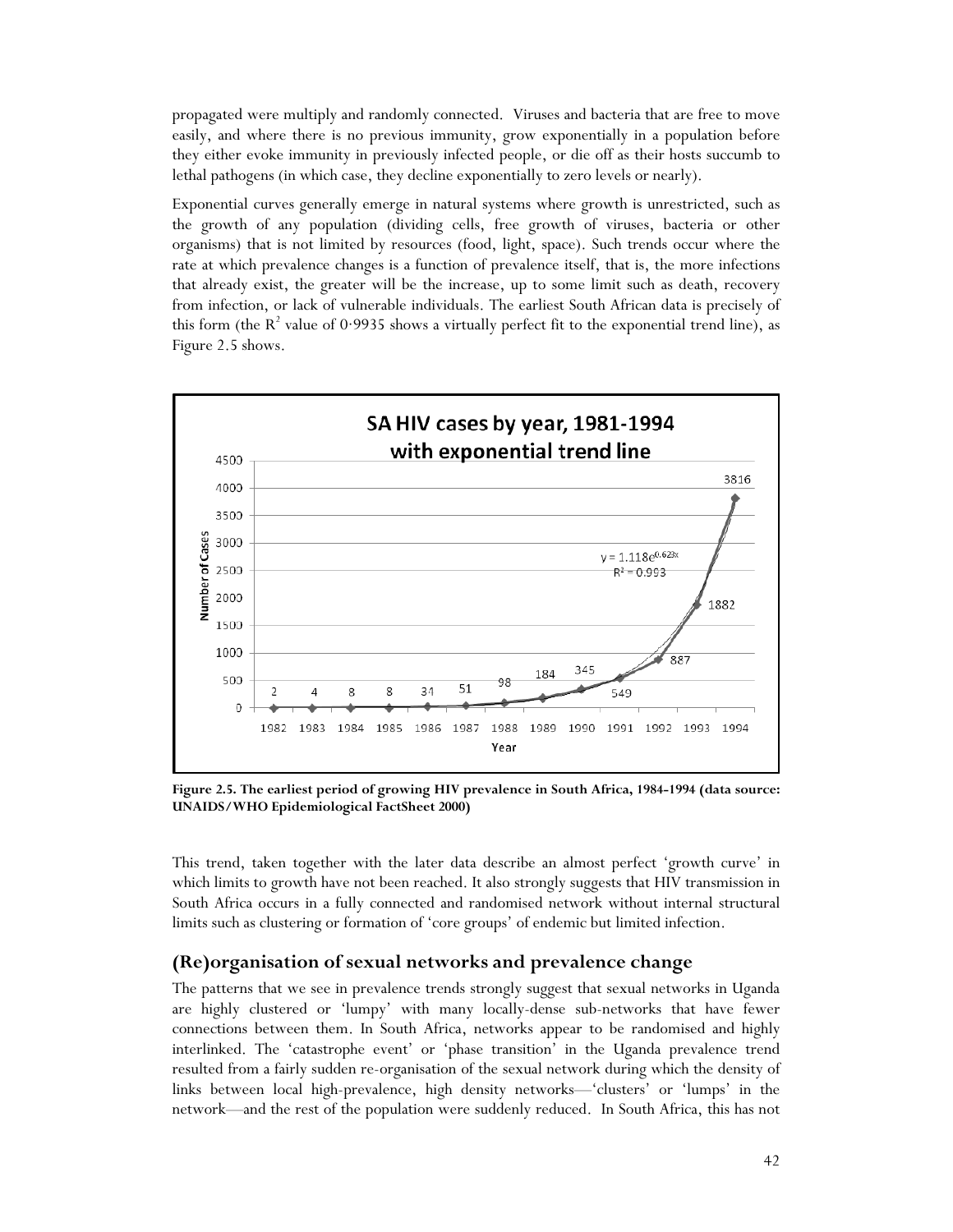propagated were multiply and randomly connected. Viruses and bacteria that are free to move easily, and where there is no previous immunity, grow exponentially in a population before they either evoke immunity in previously infected people, or die off as their hosts succumb to lethal pathogens (in which case, they decline exponentially to zero levels or nearly).

Exponential curves generally emerge in natural systems where growth is unrestricted, such as the growth of any population (dividing cells, free growth of viruses, bacteria or other organisms) that is not limited by resources (food, light, space). Such trends occur where the rate at which prevalence changes is a function of prevalence itself, that is, the more infections that already exist, the greater will be the increase, up to some limit such as death, recovery from infection, or lack of vulnerable individuals. The earliest South African data is precisely of this form (the $R^2$ value of 0·9935 shows a virtually perfect fit to the exponential trend line), as Figure 2.5 shows.

**Figure 2.5. The earliest period of growing HIV prevalence in South Africa, 1984-1994 (data source: UNAIDS/WHO Epidemiological FactSheet 2000)**

This trend, taken together with the later data describe an almost perfect 'growth curve' in which limits to growth have not been reached. It also strongly suggests that HIV transmission in South Africa occurs in a fully connected and randomised network without internal structural limits such as clustering or formation of 'core groups' of endemic but limited infection.

## (Re)organisation of sexual networks and prevalence change

The patterns that we see in prevalence trends strongly suggest that sexual networks in Uganda are highly clustered or 'lumpy' with many locally-dense sub-networks that have fewer connections between them. In South Africa, networks appear to be randomised and highly interlinked. The 'catastrophe event' or 'phase transition' in the Uganda prevalence trend resulted from a fairly sudden re-organisation of the sexual network during which the density of links between local high-prevalence, high density networks—'clusters' or 'lumps' in the network—and the rest of the population were suddenly reduced. In South Africa, this has not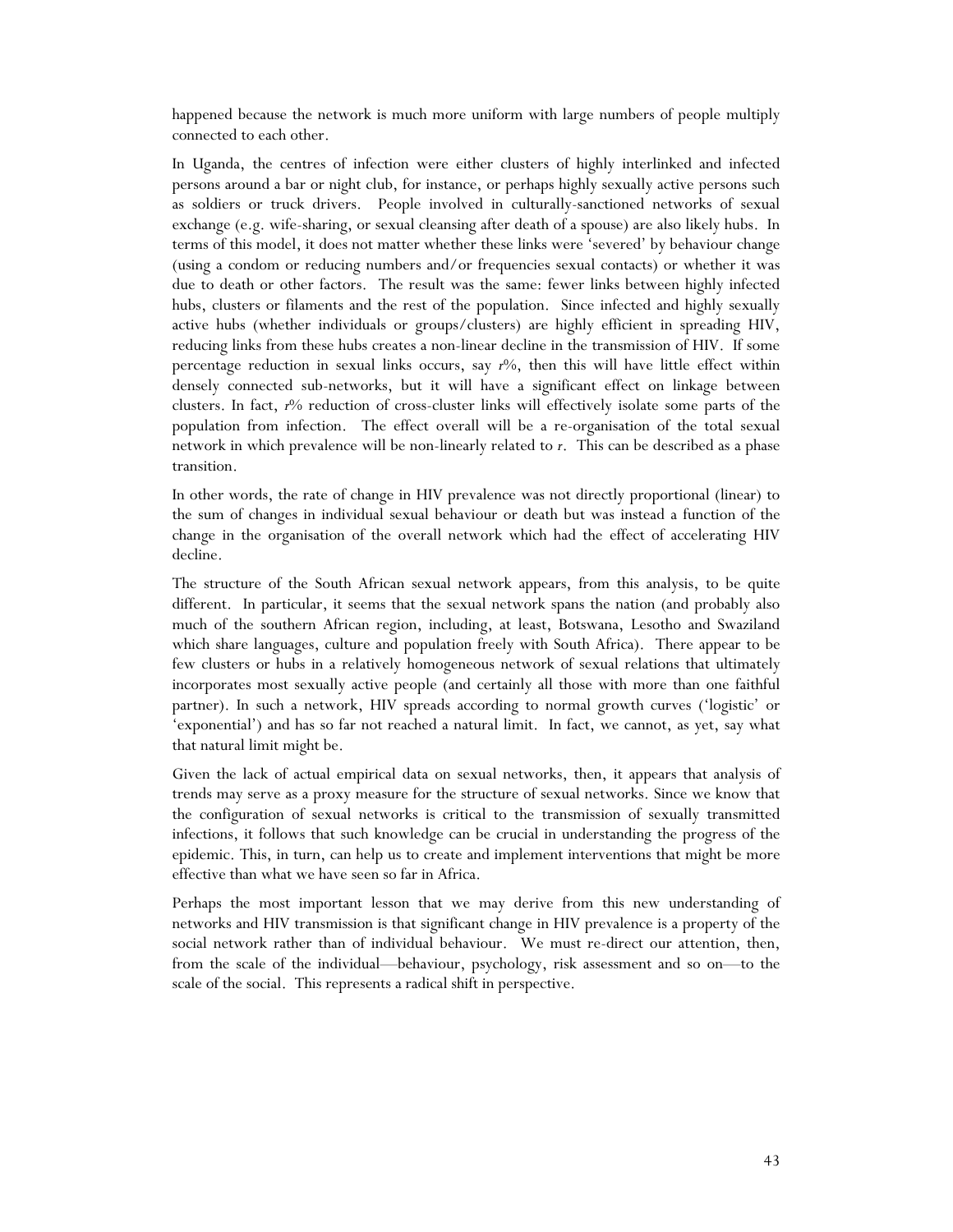happened because the network is much more uniform with large numbers of people multiply connected to each other.

In Uganda, the centres of infection were either clusters of highly interlinked and infected persons around a bar or night club, for instance, or perhaps highly sexually active persons such as soldiers or truck drivers. People involved in culturally-sanctioned networks of sexual exchange (e.g. wife-sharing, or sexual cleansing after death of a spouse) are also likely hubs. In terms of this model, it does not matter whether these links were 'severed' by behaviour change (using a condom or reducing numbers and/or frequencies sexual contacts) or whether it was due to death or other factors. The result was the same: fewer links between highly infected hubs, clusters or filaments and the rest of the population. Since infected and highly sexually active hubs (whether individuals or groups/clusters) are highly efficient in spreading HIV, reducing links from these hubs creates a non-linear decline in the transmission of HIV. If some percentage reduction in sexual links occurs, say $r$%, then this will have little effect within densely connected sub-networks, but it will have a significant effect on linkage between clusters. In fact, $r$% reduction of cross-cluster links will effectively isolate some parts of the population from infection. The effect overall will be a re-organisation of the total sexual network in which prevalence will be non-linearly related to $r$. This can be described as a phase transition.

In other words, the rate of change in HIV prevalence was not directly proportional (linear) to the sum of changes in individual sexual behaviour or death but was instead a function of the change in the organisation of the overall network which had the effect of accelerating HIV decline.

The structure of the South African sexual network appears, from this analysis, to be quite different. In particular, it seems that the sexual network spans the nation (and probably also much of the southern African region, including, at least, Botswana, Lesotho and Swaziland which share languages, culture and population freely with South Africa). There appear to be few clusters or hubs in a relatively homogeneous network of sexual relations that ultimately incorporates most sexually active people (and certainly all those with more than one faithful partner). In such a network, HIV spreads according to normal growth curves ('logistic' or 'exponential') and has so far not reached a natural limit. In fact, we cannot, as yet, say what that natural limit might be.

Given the lack of actual empirical data on sexual networks, then, it appears that analysis of trends may serve as a proxy measure for the structure of sexual networks. Since we know that the configuration of sexual networks is critical to the transmission of sexually transmitted infections, it follows that such knowledge can be crucial in understanding the progress of the epidemic. This, in turn, can help us to create and implement interventions that might be more effective than what we have seen so far in Africa.

Perhaps the most important lesson that we may derive from this new understanding of networks and HIV transmission is that significant change in HIV prevalence is a property of the social network rather than of individual behaviour. We must re-direct our attention, then, from the scale of the individual—behaviour, psychology, risk assessment and so on—to the scale of the social. This represents a radical shift in perspective.